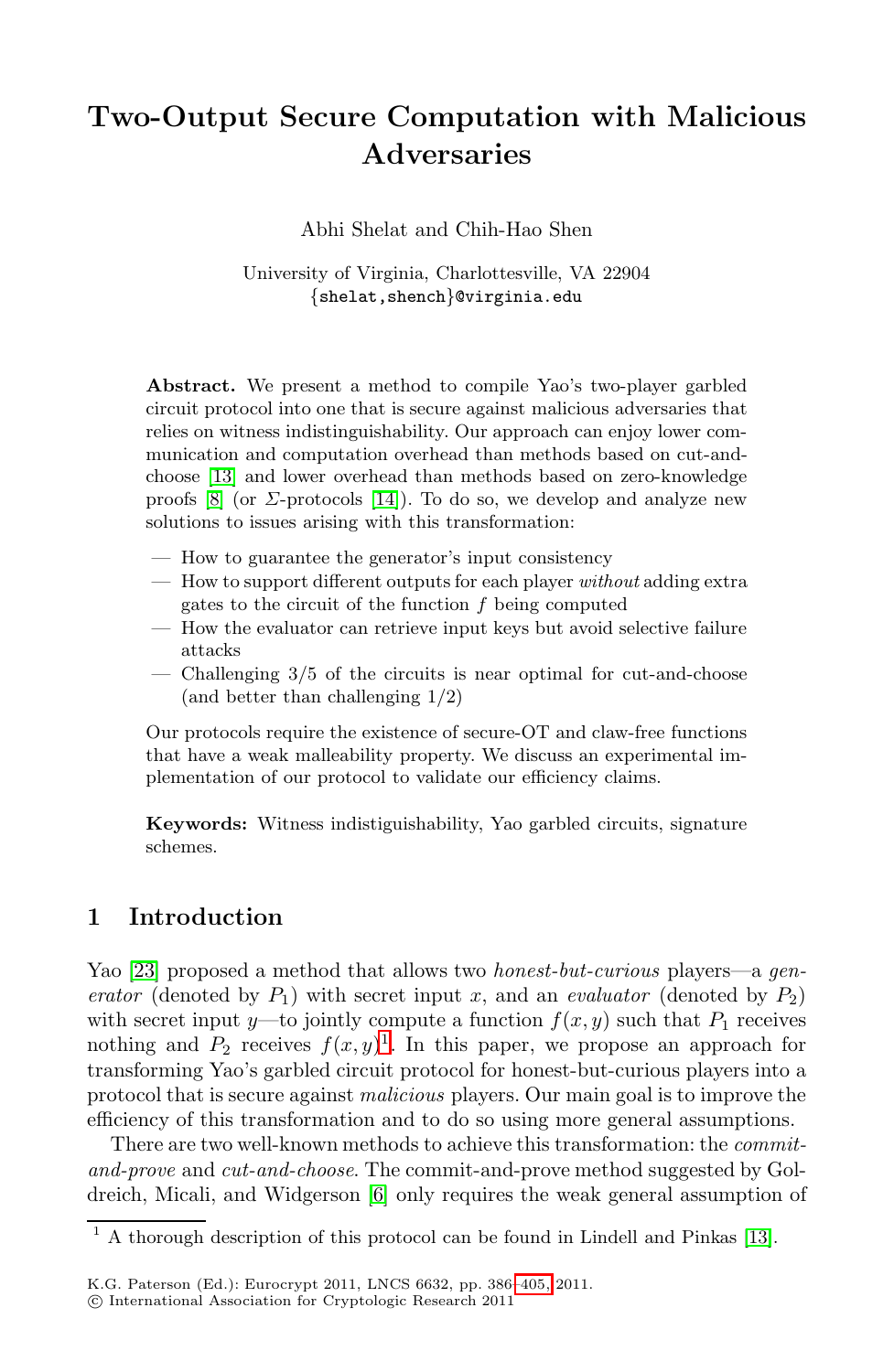# Two-Output Secure Computation with Malicious Adversaries

Abhi Shelat and Chih-Hao Shen

University of Virginia, Charlottesville, VA 22904
{shelat,shench}@virginia.edu

**Abstract.** We present a method to compile Yao's two-player garbled circuit protocol into one that is secure against malicious adversaries that relies on witness indistinguishability. Our approach can enjoy lower communication and computation overhead than methods based on cut-and-choose [13] and lower overhead than methods based on zero-knowledge proofs [8] (or $\Sigma$-protocols [14]). To do so, we develop and analyze new solutions to issues arising with this transformation:

- How to guarantee the generator's input consistency
- How to support different outputs for each player *without* adding extra gates to the circuit of the function $f$ being computed
- How the evaluator can retrieve input keys but avoid selective failure attacks
- Challenging 3/5 of the circuits is near optimal for cut-and-choose (and better than challenging 1/2)

Our protocols require the existence of secure-OT and claw-free functions that have a weak malleability property. We discuss an experimental implementation of our protocol to validate our efficiency claims.

**Keywords:** Witness indistiguishability, Yao garbled circuits, signature schemes.

## 1 Introduction

Yao [23] proposed a method that allows two *honest-but-curious* players—a *generator* (denoted by $P_1$) with secret input $x$, and an *evaluator* (denoted by $P_2$) with secret input $y$—to jointly compute a function $f(x, y)$ such that $P_1$ receives nothing and $P_2$ receives $f(x, y)$[1]. In this paper, we propose an approach for transforming Yao's garbled circuit protocol for honest-but-curious players into a protocol that is secure against *malicious* players. Our main goal is to improve the efficiency of this transformation and to do so using more general assumptions.

There are two well-known methods to achieve this transformation: the *commit-and-prove* and *cut-and-choose*. The commit-and-prove method suggested by Goldreich, Micali, and Widgerson [6] only requires the weak general assumption of

[1] A thorough description of this protocol can be found in Lindell and Pinkas [13].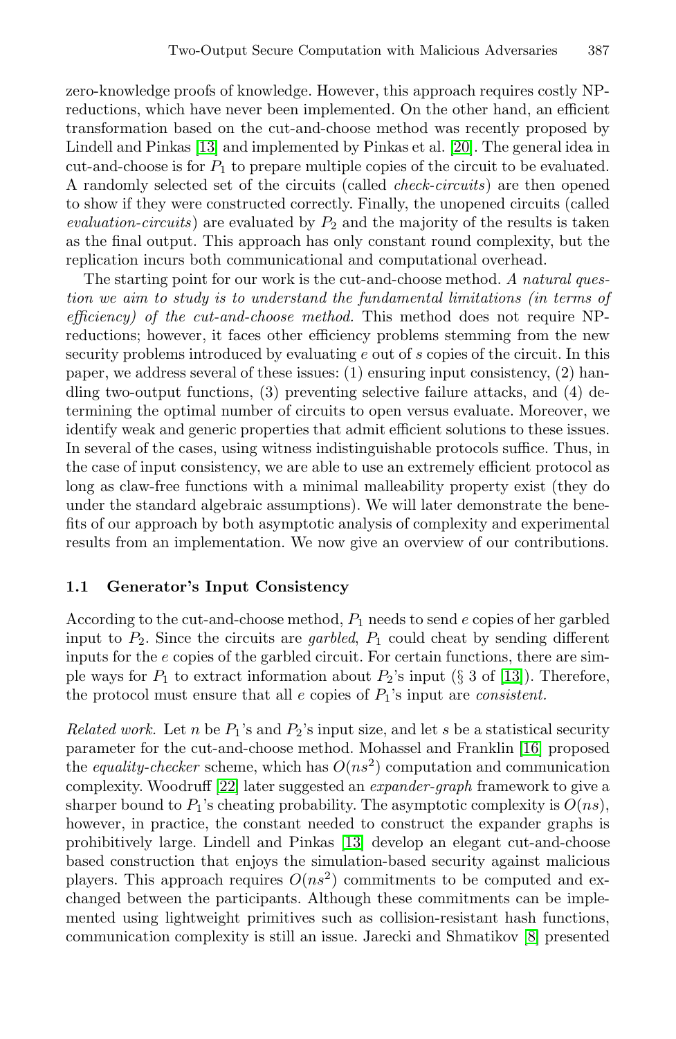zero-knowledge proofs of knowledge. However, this approach requires costly NP-reductions, which have never been implemented. On the other hand, an efficient transformation based on the cut-and-choose method was recently proposed by Lindell and Pinkas [13] and implemented by Pinkas et al. [20]. The general idea in cut-and-choose is for $P_1$ to prepare multiple copies of the circuit to be evaluated. A randomly selected set of the circuits (called *check-circuits*) are then opened to show if they were constructed correctly. Finally, the unopened circuits (called *evaluation-circuits*) are evaluated by $P_2$ and the majority of the results is taken as the final output. This approach has only constant round complexity, but the replication incurs both communicational and computational overhead.

The starting point for our work is the cut-and-choose method. *A natural question we aim to study is to understand the fundamental limitations (in terms of efficiency) of the cut-and-choose method.* This method does not require NP-reductions; however, it faces other efficiency problems stemming from the new security problems introduced by evaluating $e$ out of $s$ copies of the circuit. In this paper, we address several of these issues: (1) ensuring input consistency, (2) handling two-output functions, (3) preventing selective failure attacks, and (4) determining the optimal number of circuits to open versus evaluate. Moreover, we identify weak and generic properties that admit efficient solutions to these issues. In several of the cases, using witness indistinguishable protocols suffice. Thus, in the case of input consistency, we are able to use an extremely efficient protocol as long as claw-free functions with a minimal malleability property exist (they do under the standard algebraic assumptions). We will later demonstrate the benefits of our approach by both asymptotic analysis of complexity and experimental results from an implementation. We now give an overview of our contributions.

### 1.1 Generator's Input Consistency

According to the cut-and-choose method, $P_1$ needs to send $e$ copies of her garbled input to $P_2$. Since the circuits are *garbled*, $P_1$ could cheat by sending different inputs for the $e$ copies of the garbled circuit. For certain functions, there are simple ways for $P_1$ to extract information about $P_2$'s input (§ 3 of [13]). Therefore, the protocol must ensure that all $e$ copies of $P_1$'s input are *consistent*.

*Related work.* Let $n$ be $P_1$'s and $P_2$'s input size, and let $s$ be a statistical security parameter for the cut-and-choose method. Mohassel and Franklin [16] proposed the *equality-checker* scheme, which has $O(ns^2)$ computation and communication complexity. Woodruff [22] later suggested an *expander-graph* framework to give a sharper bound to $P_1$'s cheating probability. The asymptotic complexity is $O(ns)$, however, in practice, the constant needed to construct the expander graphs is prohibitively large. Lindell and Pinkas [13] develop an elegant cut-and-choose based construction that enjoys the simulation-based security against malicious players. This approach requires $O(ns^2)$ commitments to be computed and exchanged between the participants. Although these commitments can be implemented using lightweight primitives such as collision-resistant hash functions, communication complexity is still an issue. Jarecki and Shmatikov [8] presented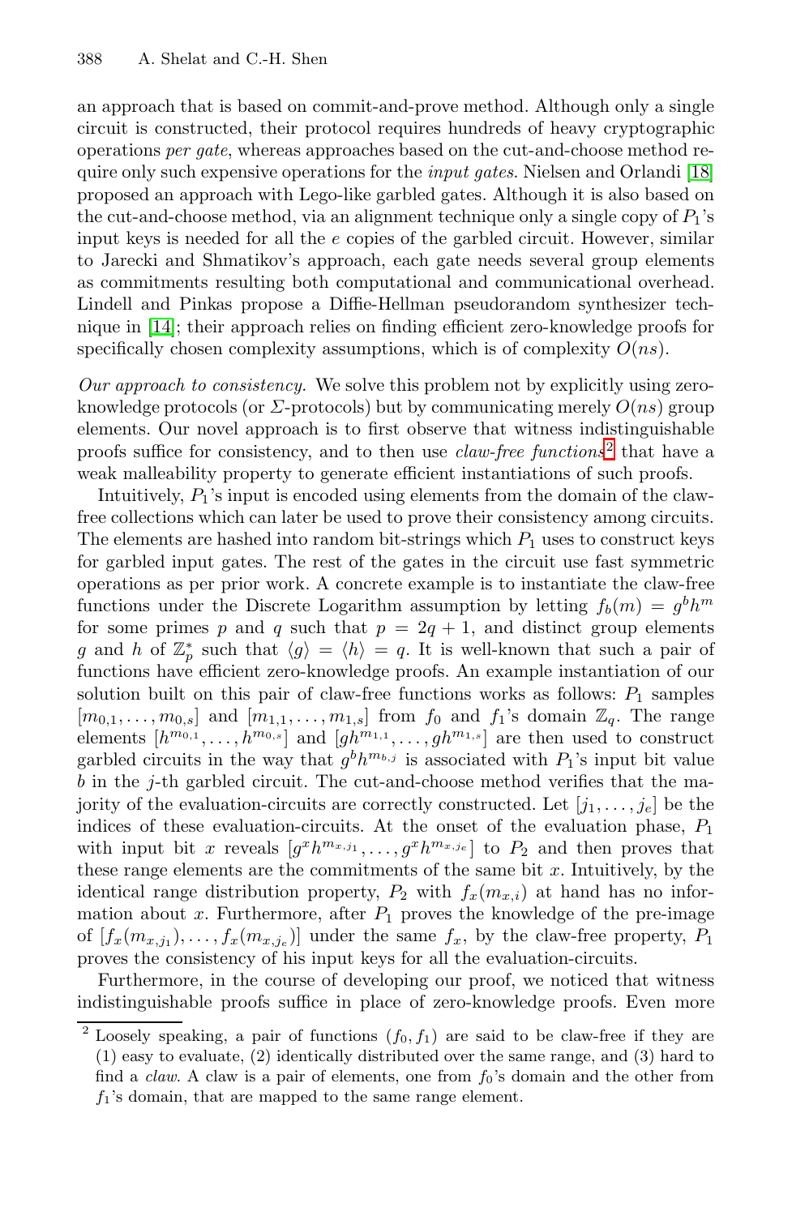an approach that is based on commit-and-prove method. Although only a single circuit is constructed, their protocol requires hundreds of heavy cryptographic operations *per gate*, whereas approaches based on the cut-and-choose method require only such expensive operations for the *input gates*. Nielsen and Orlandi [18] proposed an approach with Lego-like garbled gates. Although it is also based on the cut-and-choose method, via an alignment technique only a single copy of $P_1$'s input keys is needed for all the $e$ copies of the garbled circuit. However, similar to Jarecki and Shmatikov's approach, each gate needs several group elements as commitments resulting both computational and communicational overhead. Lindell and Pinkas propose a Diffie-Hellman pseudorandom synthesizer technique in [14]; their approach relies on finding efficient zero-knowledge proofs for specifically chosen complexity assumptions, which is of complexity $O(ns)$.

*Our approach to consistency.* We solve this problem not by explicitly using zero-knowledge protocols (or $\Sigma$-protocols) but by communicating merely $O(ns)$ group elements. Our novel approach is to first observe that witness indistinguishable proofs suffice for consistency, and to then use *claw-free functions*[2] that have a weak malleability property to generate efficient instantiations of such proofs.

Intuitively, $P_1$'s input is encoded using elements from the domain of the claw-free collections which can later be used to prove their consistency among circuits. The elements are hashed into random bit-strings which $P_1$ uses to construct keys for garbled input gates. The rest of the gates in the circuit use fast symmetric operations as per prior work. A concrete example is to instantiate the claw-free functions under the Discrete Logarithm assumption by letting $f_b(m) = g^b h^m$ for some primes $p$ and $q$ such that $p = 2q + 1$, and distinct group elements $g$ and $h$ of $\mathbb{Z}_p^*$ such that $\langle g \rangle = \langle h \rangle = q$. It is well-known that such a pair of functions have efficient zero-knowledge proofs. An example instantiation of our solution built on this pair of claw-free functions works as follows: $P_1$ samples $[m_{0,1}, \ldots, m_{0,s}]$ and $[m_{1,1}, \ldots, m_{1,s}]$ from $f_0$ and $f_1$'s domain $\mathbb{Z}_q$. The range elements $[h^{m_{0,1}}, \ldots, h^{m_{0,s}}]$ and $[gh^{m_{1,1}}, \ldots, gh^{m_{1,s}}]$ are then used to construct garbled circuits in the way that $g^b h^{m_{b,j}}$ is associated with $P_1$'s input bit value $b$ in the $j$-th garbled circuit. The cut-and-choose method verifies that the majority of the evaluation-circuits are correctly constructed. Let $[j_1, \ldots, j_e]$ be the indices of these evaluation-circuits. At the onset of the evaluation phase, $P_1$ with input bit $x$ reveals $[g^x h^{m_{x,j_1}}, \ldots, g^x h^{m_{x,j_e}}]$ to $P_2$ and then proves that these range elements are the commitments of the same bit $x$. Intuitively, by the identical range distribution property, $P_2$ with $f_x(m_{x,i})$ at hand has no information about $x$. Furthermore, after $P_1$ proves the knowledge of the pre-image of $[f_x(m_{x,j_1}), \ldots, f_x(m_{x,j_e})]$ under the same $f_x$, by the claw-free property, $P_1$ proves the consistency of his input keys for all the evaluation-circuits.

Furthermore, in the course of developing our proof, we noticed that witness indistinguishable proofs suffice in place of zero-knowledge proofs. Even more

[2] Loosely speaking, a pair of functions $(f_0, f_1)$ are said to be claw-free if they are (1) easy to evaluate, (2) identically distributed over the same range, and (3) hard to find a *claw*. A claw is a pair of elements, one from $f_0$'s domain and the other from $f_1$'s domain, that are mapped to the same range element.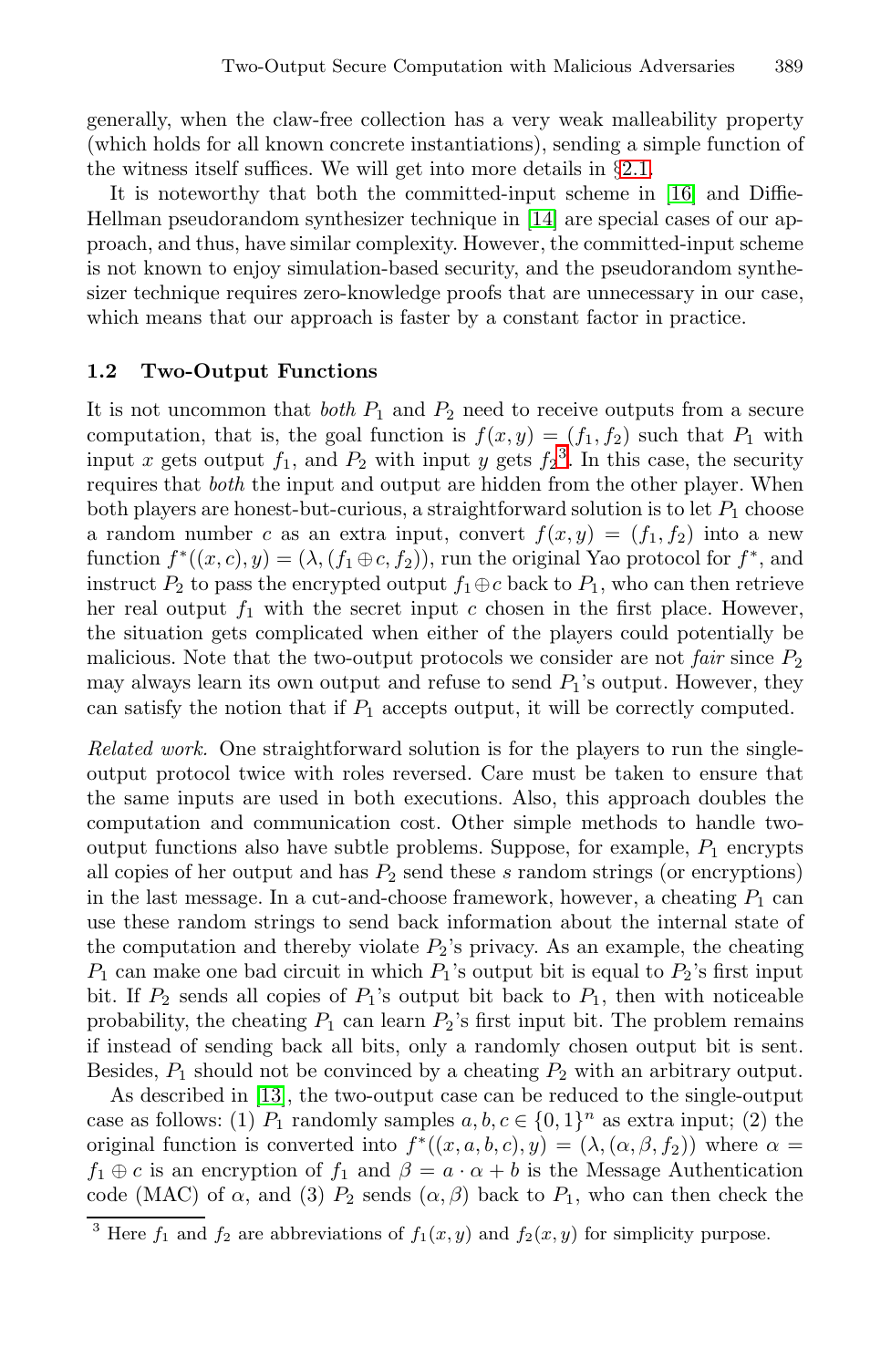generally, when the claw-free collection has a very weak malleability property (which holds for all known concrete instantiations), sending a simple function of the witness itself suffices. We will get into more details in §2.1.

It is noteworthy that both the committed-input scheme in [16] and Diffie-Hellman pseudorandom synthesizer technique in [14] are special cases of our approach, and thus, have similar complexity. However, the committed-input scheme is not known to enjoy simulation-based security, and the pseudorandom synthesizer technique requires zero-knowledge proofs that are unnecessary in our case, which means that our approach is faster by a constant factor in practice.

## 1.2 Two-Output Functions

It is not uncommon that *both* $P_1$ and $P_2$ need to receive outputs from a secure computation, that is, the goal function is $f(x, y) = (f_1, f_2)$ such that $P_1$ with input $x$ gets output $f_1$, and $P_2$ with input $y$ gets $f_2$[3]. In this case, the security requires that *both* the input and output are hidden from the other player. When both players are honest-but-curious, a straightforward solution is to let $P_1$ choose a random number $c$ as an extra input, convert $f(x, y) = (f_1, f_2)$ into a new function $f^*((x, c), y) = (\lambda, (f_1 \oplus c, f_2))$, run the original Yao protocol for $f^*$, and instruct $P_2$ to pass the encrypted output $f_1 \oplus c$ back to $P_1$, who can then retrieve her real output $f_1$ with the secret input $c$ chosen in the first place. However, the situation gets complicated when either of the players could potentially be malicious. Note that the two-output protocols we consider are not *fair* since $P_2$ may always learn its own output and refuse to send $P_1$'s output. However, they can satisfy the notion that if $P_1$ accepts output, it will be correctly computed.

*Related work.* One straightforward solution is for the players to run the single-output protocol twice with roles reversed. Care must be taken to ensure that the same inputs are used in both executions. Also, this approach doubles the computation and communication cost. Other simple methods to handle two-output functions also have subtle problems. Suppose, for example, $P_1$ encrypts all copies of her output and has $P_2$ send these $s$ random strings (or encryptions) in the last message. In a cut-and-choose framework, however, a cheating $P_1$ can use these random strings to send back information about the internal state of the computation and thereby violate $P_2$'s privacy. As an example, the cheating $P_1$ can make one bad circuit in which $P_1$'s output bit is equal to $P_2$'s first input bit. If $P_2$ sends all copies of $P_1$'s output bit back to $P_1$, then with noticeable probability, the cheating $P_1$ can learn $P_2$'s first input bit. The problem remains if instead of sending back all bits, only a randomly chosen output bit is sent. Besides, $P_1$ should not be convinced by a cheating $P_2$ with an arbitrary output.

As described in [13], the two-output case can be reduced to the single-output case as follows: (1) $P_1$ randomly samples $a, b, c \in \{0, 1\}^n$ as extra input; (2) the original function is converted into $f^*((x, a, b, c), y) = (\lambda, (\alpha, \beta, f_2))$ where $\alpha = f_1 \oplus c$ is an encryption of $f_1$ and $\beta = a \cdot \alpha + b$ is the Message Authentication code (MAC) of $\alpha$, and (3) $P_2$ sends $(\alpha, \beta)$ back to $P_1$, who can then check the

[3] Here $f_1$ and $f_2$ are abbreviations of $f_1(x, y)$ and $f_2(x, y)$ for simplicity purpose.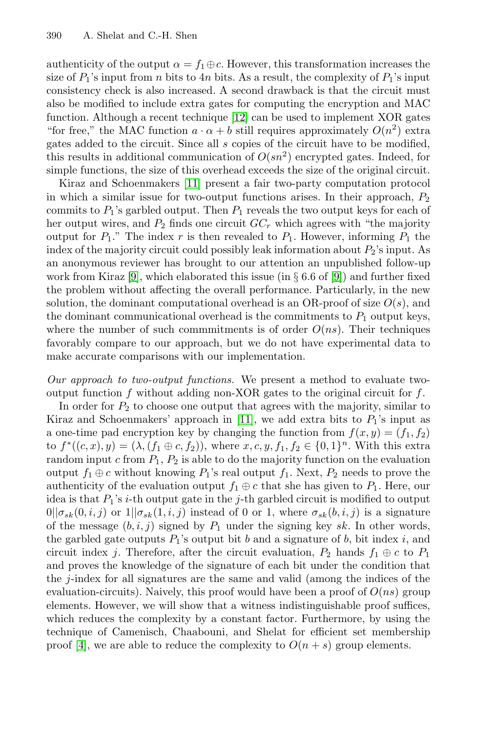authenticity of the output $\alpha = f_1 \oplus c$. However, this transformation increases the size of $P_1$'s input from $n$ bits to $4n$ bits. As a result, the complexity of $P_1$'s input consistency check is also increased. A second drawback is that the circuit must also be modified to include extra gates for computing the encryption and MAC function. Although a recent technique [12] can be used to implement XOR gates "for free," the MAC function $a \cdot \alpha + b$ still requires approximately $O(n^2)$ extra gates added to the circuit. Since all $s$ copies of the circuit have to be modified, this results in additional communication of $O(sn^2)$ encrypted gates. Indeed, for simple functions, the size of this overhead exceeds the size of the original circuit.

Kiraz and Schoenmakers [11] present a fair two-party computation protocol in which a similar issue for two-output functions arises. In their approach, $P_2$ commits to $P_1$'s garbled output. Then $P_1$ reveals the two output keys for each of her output wires, and $P_2$ finds one circuit $GC_r$ which agrees with "the majority output for $P_1$." The index $r$ is then revealed to $P_1$. However, informing $P_1$ the index of the majority circuit could possibly leak information about $P_2$'s input. As an anonymous reviewer has brought to our attention an unpublished follow-up work from Kiraz [9], which elaborated this issue (in § 6.6 of [9]) and further fixed the problem without affecting the overall performance. Particularly, in the new solution, the dominant computational overhead is an OR-proof of size $O(s)$, and the dominant communicational overhead is the commitments to $P_1$ output keys, where the number of such commmitments is of order $O(ns)$. Their techniques favorably compare to our approach, but we do not have experimental data to make accurate comparisons with our implementation.

*Our approach to two-output functions.* We present a method to evaluate two-output function $f$ without adding non-XOR gates to the original circuit for $f$.

In order for $P_2$ to choose one output that agrees with the majority, similar to Kiraz and Schoenmakers' approach in [11], we add extra bits to $P_1$'s input as a one-time pad encryption key by changing the function from $f(x, y) = (f_1, f_2)$ to $f^*((c, x), y) = (\lambda, (f_1 \oplus c, f_2))$, where $x, c, y, f_1, f_2 \in \{0, 1\}^n$. With this extra random input $c$ from $P_1$, $P_2$ is able to do the majority function on the evaluation output $f_1 \oplus c$ without knowing $P_1$'s real output $f_1$. Next, $P_2$ needs to prove the authenticity of the evaluation output $f_1 \oplus c$ that she has given to $P_1$. Here, our idea is that $P_1$'s $i$-th output gate in the $j$-th garbled circuit is modified to output $0||\sigma_{sk}(0, i, j)$ or $1||\sigma_{sk}(1, i, j)$ instead of 0 or 1, where $\sigma_{sk}(b, i, j)$ is a signature of the message $(b, i, j)$ signed by $P_1$ under the signing key $sk$. In other words, the garbled gate outputs $P_1$'s output bit $b$ and a signature of $b$, bit index $i$, and circuit index $j$. Therefore, after the circuit evaluation, $P_2$ hands $f_1 \oplus c$ to $P_1$ and proves the knowledge of the signature of each bit under the condition that the $j$-index for all signatures are the same and valid (among the indices of the evaluation-circuits). Naively, this proof would have been a proof of $O(ns)$ group elements. However, we will show that a witness indistinguishable proof suffices, which reduces the complexity by a constant factor. Furthermore, by using the technique of Camenisch, Chaabouni, and Shelat for efficient set membership proof [4], we are able to reduce the complexity to $O(n + s)$ group elements.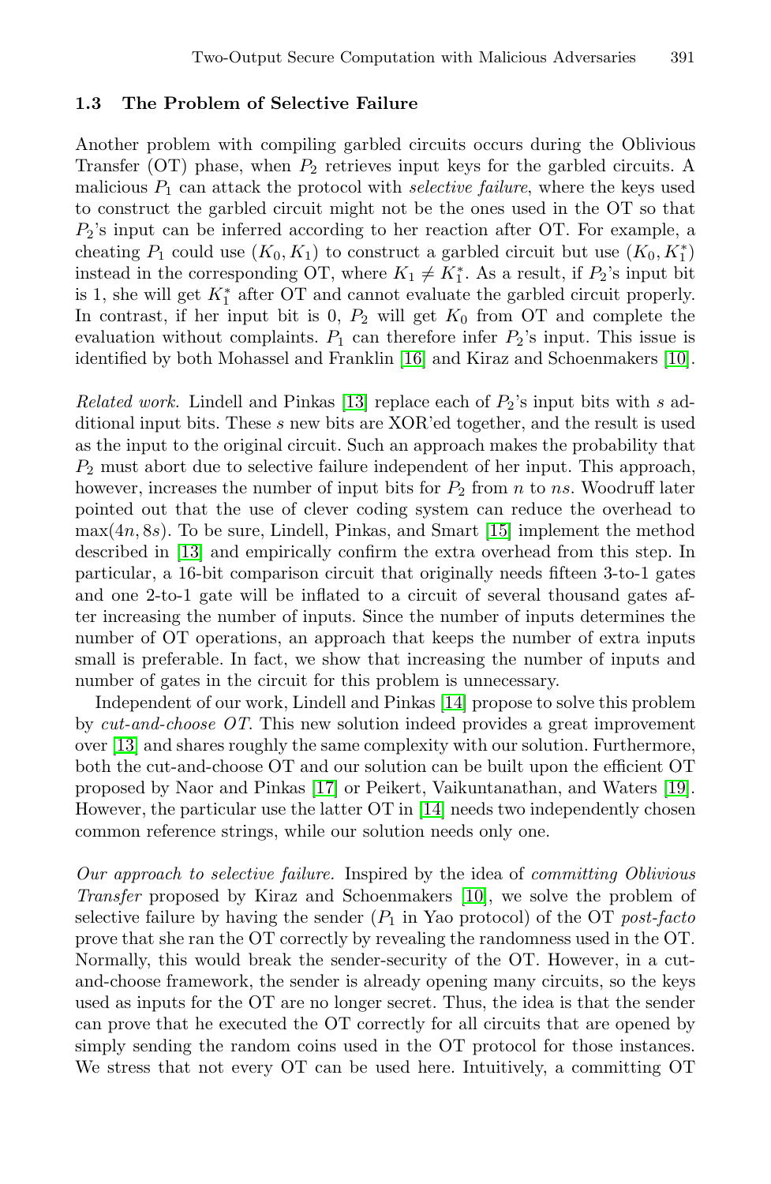### 1.3 The Problem of Selective Failure

Another problem with compiling garbled circuits occurs during the Oblivious Transfer (OT) phase, when $P_2$ retrieves input keys for the garbled circuits. A malicious $P_1$ can attack the protocol with *selective failure*, where the keys used to construct the garbled circuit might not be the ones used in the OT so that $P_2$'s input can be inferred according to her reaction after OT. For example, a cheating $P_1$ could use $(K_0, K_1)$ to construct a garbled circuit but use $(K_0, K_1^*)$ instead in the corresponding OT, where $K_1 \neq K_1^*$. As a result, if $P_2$'s input bit is 1, she will get $K_1^*$ after OT and cannot evaluate the garbled circuit properly. In contrast, if her input bit is 0, $P_2$ will get $K_0$ from OT and complete the evaluation without complaints. $P_1$ can therefore infer $P_2$'s input. This issue is identified by both Mohassel and Franklin [16] and Kiraz and Schoenmakers [10].

*Related work.* Lindell and Pinkas [13] replace each of $P_2$'s input bits with $s$ additional input bits. These $s$ new bits are XOR'ed together, and the result is used as the input to the original circuit. Such an approach makes the probability that $P_2$ must abort due to selective failure independent of her input. This approach, however, increases the number of input bits for $P_2$ from $n$ to $ns$. Woodruff later pointed out that the use of clever coding system can reduce the overhead to $\max(4n, 8s)$. To be sure, Lindell, Pinkas, and Smart [15] implement the method described in [13] and empirically confirm the extra overhead from this step. In particular, a 16-bit comparison circuit that originally needs fifteen 3-to-1 gates and one 2-to-1 gate will be inflated to a circuit of several thousand gates after increasing the number of inputs. Since the number of inputs determines the number of OT operations, an approach that keeps the number of extra inputs small is preferable. In fact, we show that increasing the number of inputs and number of gates in the circuit for this problem is unnecessary.

Independent of our work, Lindell and Pinkas [14] propose to solve this problem by *cut-and-choose OT*. This new solution indeed provides a great improvement over [13] and shares roughly the same complexity with our solution. Furthermore, both the cut-and-choose OT and our solution can be built upon the efficient OT proposed by Naor and Pinkas [17] or Peikert, Vaikuntanathan, and Waters [19]. However, the particular use the latter OT in [14] needs two independently chosen common reference strings, while our solution needs only one.

*Our approach to selective failure.* Inspired by the idea of *committing Oblivious Transfer* proposed by Kiraz and Schoenmakers [10], we solve the problem of selective failure by having the sender ($P_1$ in Yao protocol) of the OT *post-facto* prove that she ran the OT correctly by revealing the randomness used in the OT. Normally, this would break the sender-security of the OT. However, in a cut-and-choose framework, the sender is already opening many circuits, so the keys used as inputs for the OT are no longer secret. Thus, the idea is that the sender can prove that he executed the OT correctly for all circuits that are opened by simply sending the random coins used in the OT protocol for those instances. We stress that not every OT can be used here. Intuitively, a committing OT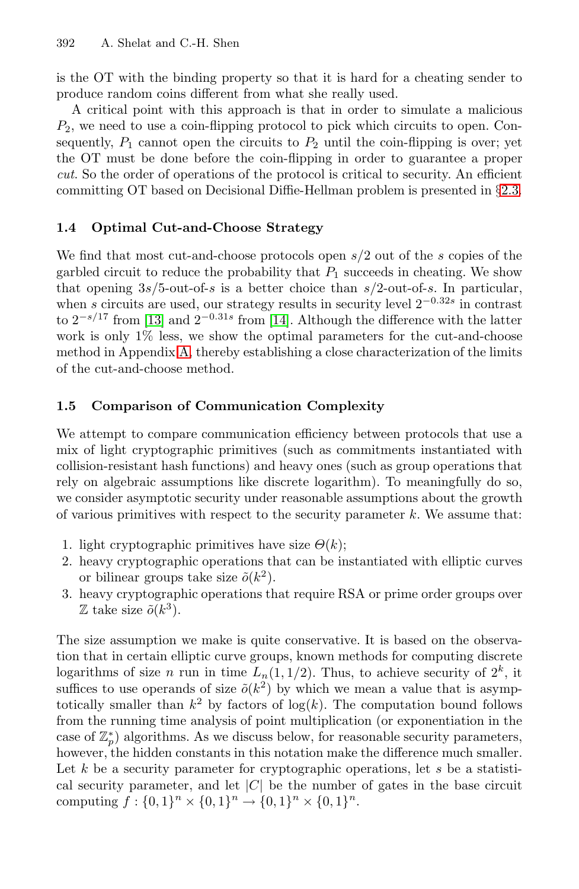is the OT with the binding property so that it is hard for a cheating sender to produce random coins different from what she really used.

A critical point with this approach is that in order to simulate a malicious $P_2$, we need to use a coin-flipping protocol to pick which circuits to open. Consequently, $P_1$ cannot open the circuits to $P_2$ until the coin-flipping is over; yet the OT must be done before the coin-flipping in order to guarantee a proper *cut*. So the order of operations of the protocol is critical to security. An efficient committing OT based on Decisional Diffie-Hellman problem is presented in §2.3.

### 1.4 Optimal Cut-and-Choose Strategy

We find that most cut-and-choose protocols open $s/2$ out of the $s$ copies of the garbled circuit to reduce the probability that $P_1$ succeeds in cheating. We show that opening $3s/5$-out-of-$s$ is a better choice than $s/2$-out-of-$s$. In particular, when $s$ circuits are used, our strategy results in security level $2^{-0.32s}$ in contrast to $2^{-s/17}$ from [13] and $2^{-0.31s}$ from [14]. Although the difference with the latter work is only 1% less, we show the optimal parameters for the cut-and-choose method in Appendix A, thereby establishing a close characterization of the limits of the cut-and-choose method.

### 1.5 Comparison of Communication Complexity

We attempt to compare communication efficiency between protocols that use a mix of light cryptographic primitives (such as commitments instantiated with collision-resistant hash functions) and heavy ones (such as group operations that rely on algebraic assumptions like discrete logarithm). To meaningfully do so, we consider asymptotic security under reasonable assumptions about the growth of various primitives with respect to the security parameter $k$. We assume that:

1. light cryptographic primitives have size $\Theta(k)$;
2. heavy cryptographic operations that can be instantiated with elliptic curves or bilinear groups take size $\tilde{o}(k^2)$.
3. heavy cryptographic operations that require RSA or prime order groups over $\mathbb{Z}$ take size $\tilde{o}(k^3)$.

The size assumption we make is quite conservative. It is based on the observation that in certain elliptic curve groups, known methods for computing discrete logarithms of size $n$ run in time $L_n(1, 1/2)$. Thus, to achieve security of $2^k$, it suffices to use operands of size $\tilde{o}(k^2)$ by which we mean a value that is asymptotically smaller than $k^2$ by factors of $\log(k)$. The computation bound follows from the running time analysis of point multiplication (or exponentiation in the case of $\mathbb{Z}_p^*$) algorithms. As we discuss below, for reasonable security parameters, however, the hidden constants in this notation make the difference much smaller. Let $k$ be a security parameter for cryptographic operations, let $s$ be a statistical security parameter, and let $|C|$ be the number of gates in the base circuit computing $f : \{0,1\}^n \times \{0,1\}^n \rightarrow \{0,1\}^n \times \{0,1\}^n$.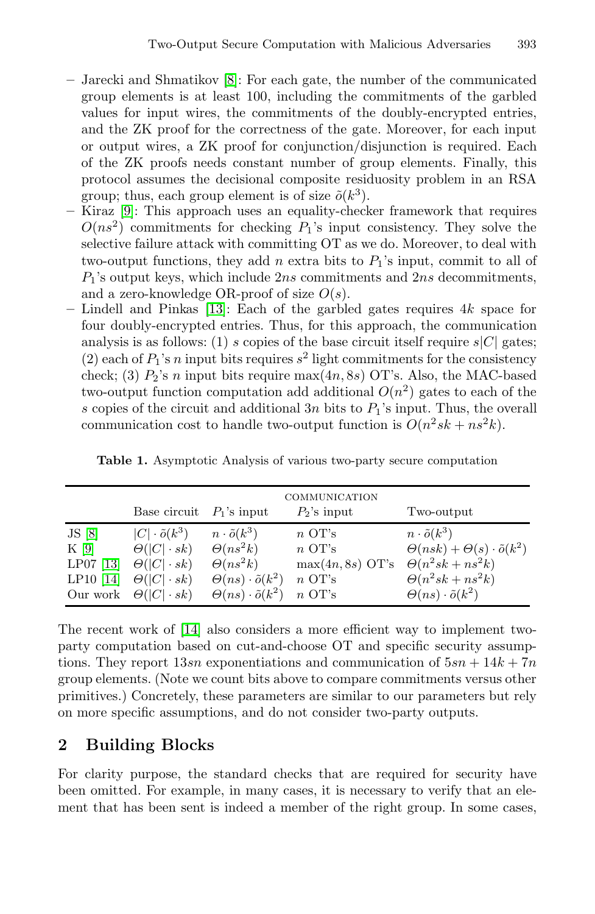- Jarecki and Shmatikov [8]: For each gate, the number of the communicated group elements is at least 100, including the commitments of the garbled values for input wires, the commitments of the doubly-encrypted entries, and the ZK proof for the correctness of the gate. Moreover, for each input or output wires, a ZK proof for conjunction/disjunction is required. Each of the ZK proofs needs constant number of group elements. Finally, this protocol assumes the decisional composite residuosity problem in an RSA group; thus, each group element is of size $\tilde{o}(k^3)$.
- Kiraz [9]: This approach uses an equality-checker framework that requires $O(ns^2)$ commitments for checking $P_1$'s input consistency. They solve the selective failure attack with committing OT as we do. Moreover, to deal with two-output functions, they add $n$ extra bits to $P_1$'s input, commit to all of $P_1$'s output keys, which include $2ns$ commitments and $2ns$ decommitments, and a zero-knowledge OR-proof of size $O(s)$.
- Lindell and Pinkas [13]: Each of the garbled gates requires $4k$ space for four doubly-encrypted entries. Thus, for this approach, the communication analysis is as follows: (1) $s$ copies of the base circuit itself require $s|C|$ gates; (2) each of $P_1$'s $n$ input bits requires $s^2$ light commitments for the consistency check; (3) $P_2$'s $n$ input bits require $\max(4n, 8s)$ OT's. Also, the MAC-based two-output function computation add additional $O(n^2)$ gates to each of the $s$ copies of the circuit and additional $3n$ bits to $P_1$'s input. Thus, the overall communication cost to handle two-output function is $O(n^2sk + ns^2k)$.

**Table 1.** Asymptotic Analysis of various two-party secure computation

| | COMMUNICATION | | | |
|---|---|---|---|---|
| | Base circuit | $P_1$'s input | $P_2$'s input | Two-output |
| JS [8] | $\|C\| \cdot \tilde{o}(k^3)$ | $n \cdot \tilde{o}(k^3)$ | $n$ OT's | $n \cdot \tilde{o}(k^3)$ |
| K [9] | $\Theta(\|C\| \cdot sk)$ | $\Theta(ns^2k)$ | $n$ OT's | $\Theta(nsk) + \Theta(s) \cdot \tilde{o}(k^2)$ |
| LP07 [13] | $\Theta(\|C\| \cdot sk)$ | $\Theta(ns^2k)$ | $\max(4n, 8s)$ OT's | $\Theta(n^2sk + ns^2k)$ |
| LP10 [14] | $\Theta(\|C\| \cdot sk)$ | $\Theta(ns) \cdot \tilde{o}(k^2)$ | $n$ OT's | $\Theta(n^2sk + ns^2k)$ |
| Our work | $\Theta(\|C\| \cdot sk)$ | $\Theta(ns) \cdot \tilde{o}(k^2)$ | $n$ OT's | $\Theta(ns) \cdot \tilde{o}(k^2)$ |

The recent work of [14] also considers a more efficient way to implement two-party computation based on cut-and-choose OT and specific security assumptions. They report $13sn$ exponentiations and communication of $5sn + 14k + 7n$ group elements. (Note we count bits above to compare commitments versus other primitives.) Concretely, these parameters are similar to our parameters but rely on more specific assumptions, and do not consider two-party outputs.

## 2 Building Blocks

For clarity purpose, the standard checks that are required for security have been omitted. For example, in many cases, it is necessary to verify that an element that has been sent is indeed a member of the right group. In some cases,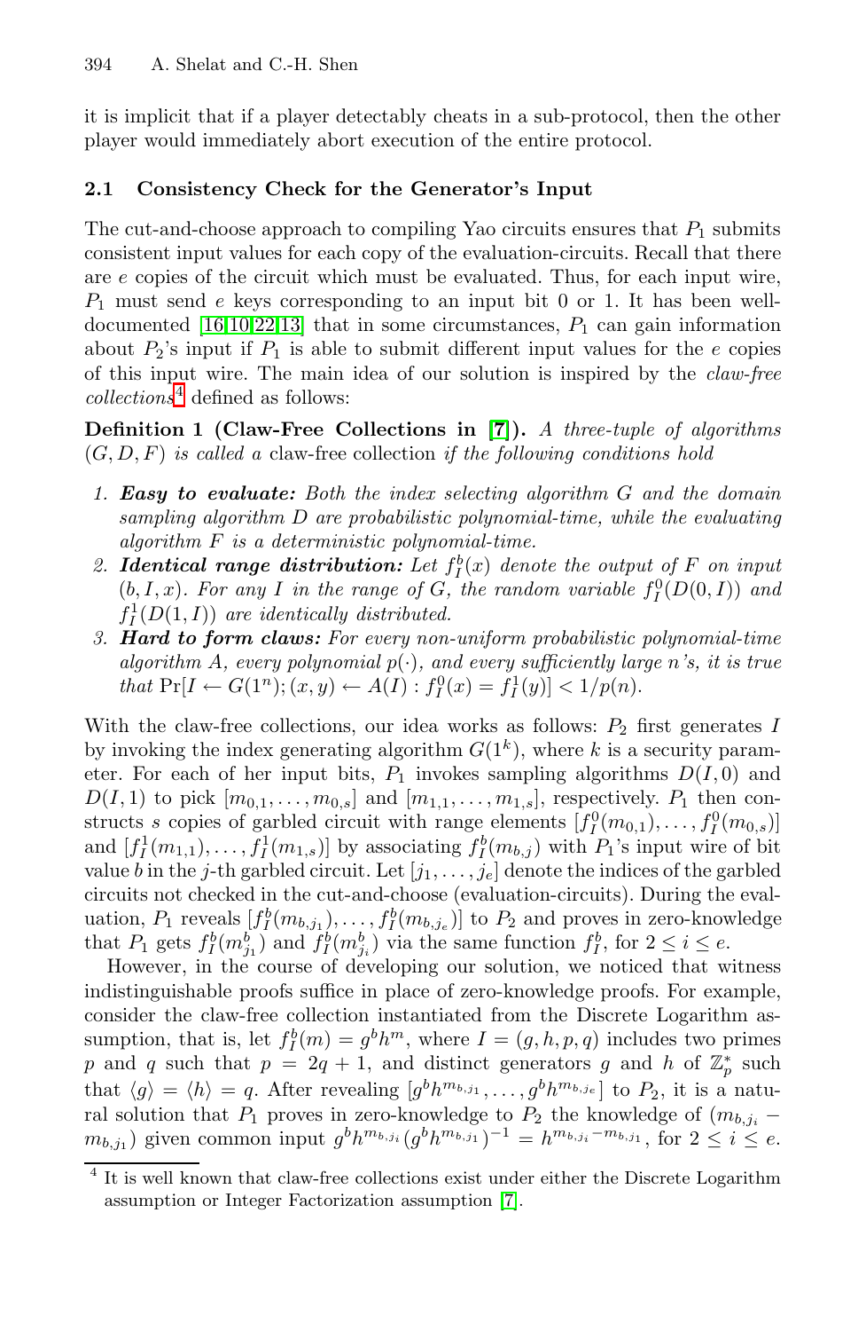it is implicit that if a player detectably cheats in a sub-protocol, then the other player would immediately abort execution of the entire protocol.

### 2.1 Consistency Check for the Generator's Input

The cut-and-choose approach to compiling Yao circuits ensures that $P_1$ submits consistent input values for each copy of the evaluation-circuits. Recall that there are $e$ copies of the circuit which must be evaluated. Thus, for each input wire, $P_1$ must send $e$ keys corresponding to an input bit 0 or 1. It has been well-documented [16,10,22,13] that in some circumstances, $P_1$ can gain information about $P_2$'s input if $P_1$ is able to submit different input values for the $e$ copies of this input wire. The main idea of our solution is inspired by the *claw-free collections*[4] defined as follows:

**Definition 1 (Claw-Free Collections in [7]).** *A three-tuple of algorithms $(G, D, F)$ is called a* claw-free collection *if the following conditions hold*

1. ***Easy to evaluate:*** *Both the index selecting algorithm $G$ and the domain sampling algorithm $D$ are probabilistic polynomial-time, while the evaluating algorithm $F$ is a deterministic polynomial-time.*
2. ***Identical range distribution:*** *Let $f_I^b(x)$ denote the output of $F$ on input $(b, I, x)$. For any $I$ in the range of $G$, the random variable $f_I^0(D(0, I))$ and $f_I^1(D(1, I))$ are identically distributed.*
3. ***Hard to form claws:*** *For every non-uniform probabilistic polynomial-time algorithm $A$, every polynomial $p(\cdot)$, and every sufficiently large $n$'s, it is true that $\Pr[I \leftarrow G(1^n); (x, y) \leftarrow A(I) : f_I^0(x) = f_I^1(y)] < 1/p(n)$.*

With the claw-free collections, our idea works as follows: $P_2$ first generates $I$ by invoking the index generating algorithm $G(1^k)$, where $k$ is a security parameter. For each of her input bits, $P_1$ invokes sampling algorithms $D(I, 0)$ and $D(I, 1)$ to pick $[m_{0,1}, \ldots, m_{0,s}]$ and $[m_{1,1}, \ldots, m_{1,s}]$, respectively. $P_1$ then constructs $s$ copies of garbled circuit with range elements $[f_I^0(m_{0,1}), \ldots, f_I^0(m_{0,s})]$ and $[f_I^1(m_{1,1}), \ldots, f_I^1(m_{1,s})]$ by associating $f_I^b(m_{b,j})$ with $P_1$'s input wire of bit value $b$ in the $j$-th garbled circuit. Let $[j_1, \ldots, j_e]$ denote the indices of the garbled circuits not checked in the cut-and-choose (evaluation-circuits). During the evaluation, $P_1$ reveals $[f_I^b(m_{b,j_1}), \ldots, f_I^b(m_{b,j_e})]$ to $P_2$ and proves in zero-knowledge that $P_1$ gets $f_I^b(m_{j_1}^b)$ and $f_I^b(m_{j_i}^b)$ via the same function $f_I^b$, for $2 \le i \le e$.

However, in the course of developing our solution, we noticed that witness indistinguishable proofs suffice in place of zero-knowledge proofs. For example, consider the claw-free collection instantiated from the Discrete Logarithm assumption, that is, let $f_I^b(m) = g^b h^m$, where $I = (g, h, p, q)$ includes two primes $p$ and $q$ such that $p = 2q + 1$, and distinct generators $g$ and $h$ of $\mathbb{Z}_p^*$ such that $\langle g \rangle = \langle h \rangle = q$. After revealing $[g^b h^{m_{b,j_1}}, \ldots, g^b h^{m_{b,j_e}}]$ to $P_2$, it is a natural solution that $P_1$ proves in zero-knowledge to $P_2$ the knowledge of $(m_{b,j_i} - m_{b,j_1})$ given common input $g^b h^{m_{b,j_i}} (g^b h^{m_{b,j_1}})^{-1} = h^{m_{b,j_i} - m_{b,j_1}}$, for $2 \le i \le e$.

[4] It is well known that claw-free collections exist under either the Discrete Logarithm assumption or Integer Factorization assumption [7].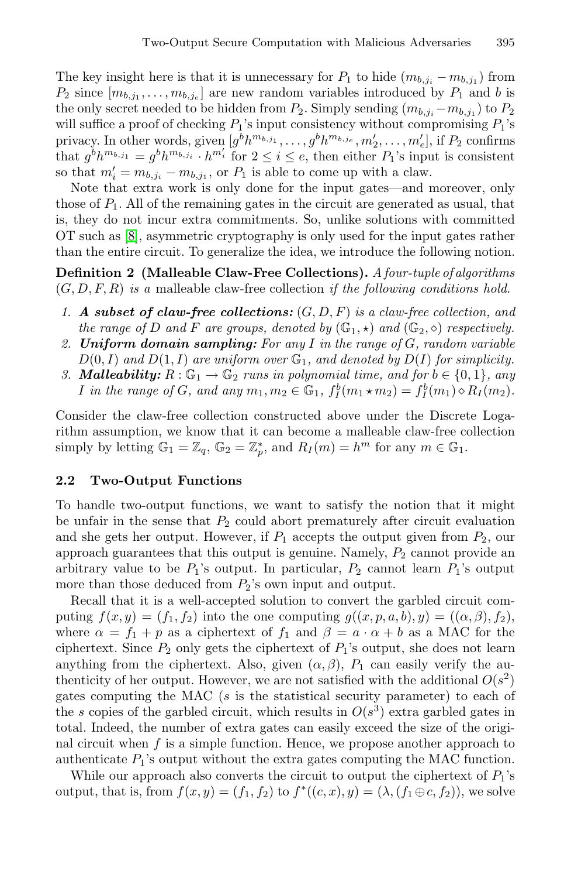The key insight here is that it is unnecessary for $P_1$ to hide $(m_{b,j_i} - m_{b,j_1})$ from $P_2$ since $[m_{b,j_1}, \ldots, m_{b,j_e}]$ are new random variables introduced by $P_1$ and $b$ is the only secret needed to be hidden from $P_2$. Simply sending $(m_{b,j_i} - m_{b,j_1})$ to $P_2$ will suffice a proof of checking $P_1$'s input consistency without compromising $P_1$'s privacy. In other words, given $[g^b h^{m_{b,j_1}}, \ldots, g^b h^{m_{b,j_e}}, m'_2, \ldots, m'_e]$, if $P_2$ confirms that $g^b h^{m_{b,j_1}} = g^b h^{m_{b,j_i}} \cdot h^{m'_i}$ for $2 \leq i \leq e$, then either $P_1$'s input is consistent so that $m'_i = m_{b,j_i} - m_{b,j_1}$, or $P_1$ is able to come up with a claw.

Note that extra work is only done for the input gates—and moreover, only those of $P_1$. All of the remaining gates in the circuit are generated as usual, that is, they do not incur extra commitments. So, unlike solutions with committed OT such as [8], asymmetric cryptography is only used for the input gates rather than the entire circuit. To generalize the idea, we introduce the following notion.

**Definition 2 (Malleable Claw-Free Collections).** *A four-tuple of algorithms $(G, D, F, R)$ is a* malleable claw-free collection *if the following conditions hold.*

1. ***A subset of claw-free collections:*** *$(G, D, F)$ is a claw-free collection, and the range of $D$ and $F$ are groups, denoted by $(\mathbb{G}_1, \star)$ and $(\mathbb{G}_2, \diamond)$ respectively.*
2. ***Uniform domain sampling:*** *For any $I$ in the range of $G$, random variable $D(0, I)$ and $D(1, I)$ are uniform over $\mathbb{G}_1$, and denoted by $D(I)$ for simplicity.*
3. ***Malleability:*** *$R : \mathbb{G}_1 \to \mathbb{G}_2$ runs in polynomial time, and for $b \in \{0, 1\}$, any $I$ in the range of $G$, and any $m_1, m_2 \in \mathbb{G}_1$, $f_I^b(m_1 \star m_2) = f_I^b(m_1) \diamond R_I(m_2)$.*

Consider the claw-free collection constructed above under the Discrete Logarithm assumption, we know that it can become a malleable claw-free collection simply by letting $\mathbb{G}_1 = \mathbb{Z}_q$, $\mathbb{G}_2 = \mathbb{Z}_p^*$, and $R_I(m) = h^m$ for any $m \in \mathbb{G}_1$.

### 2.2 Two-Output Functions

To handle two-output functions, we want to satisfy the notion that it might be unfair in the sense that $P_2$ could abort prematurely after circuit evaluation and she gets her output. However, if $P_1$ accepts the output given from $P_2$, our approach guarantees that this output is genuine. Namely, $P_2$ cannot provide an arbitrary value to be $P_1$'s output. In particular, $P_2$ cannot learn $P_1$'s output more than those deduced from $P_2$'s own input and output.

Recall that it is a well-accepted solution to convert the garbled circuit computing $f(x, y) = (f_1, f_2)$ into the one computing $g((x, p, a, b), y) = ((\alpha, \beta), f_2)$, where $\alpha = f_1 + p$ as a ciphertext of $f_1$ and $\beta = a \cdot \alpha + b$ as a MAC for the ciphertext. Since $P_2$ only gets the ciphertext of $P_1$'s output, she does not learn anything from the ciphertext. Also, given $(\alpha, \beta)$, $P_1$ can easily verify the authenticity of her output. However, we are not satisfied with the additional $O(s^2)$ gates computing the MAC ($s$ is the statistical security parameter) to each of the $s$ copies of the garbled circuit, which results in $O(s^3)$ extra garbled gates in total. Indeed, the number of extra gates can easily exceed the size of the original circuit when $f$ is a simple function. Hence, we propose another approach to authenticate $P_1$'s output without the extra gates computing the MAC function.

While our approach also converts the circuit to output the ciphertext of $P_1$'s output, that is, from $f(x, y) = (f_1, f_2)$ to $f^*((c, x), y) = (\lambda, (f_1 \oplus c, f_2))$, we solve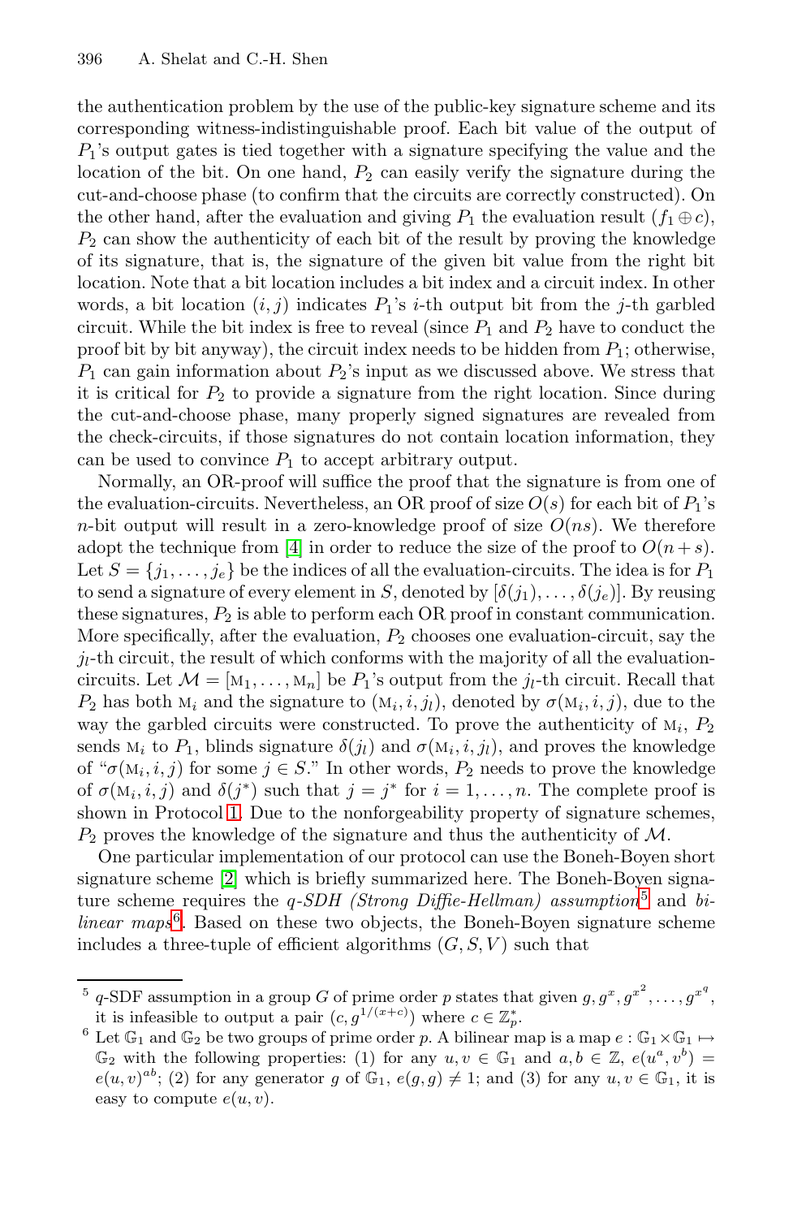the authentication problem by the use of the public-key signature scheme and its corresponding witness-indistinguishable proof. Each bit value of the output of $P_1$'s output gates is tied together with a signature specifying the value and the location of the bit. On one hand, $P_2$ can easily verify the signature during the cut-and-choose phase (to confirm that the circuits are correctly constructed). On the other hand, after the evaluation and giving $P_1$ the evaluation result $(f_1 \oplus c)$, $P_2$ can show the authenticity of each bit of the result by proving the knowledge of its signature, that is, the signature of the given bit value from the right bit location. Note that a bit location includes a bit index and a circuit index. In other words, a bit location $(i, j)$ indicates $P_1$'s $i$-th output bit from the $j$-th garbled circuit. While the bit index is free to reveal (since $P_1$ and $P_2$ have to conduct the proof bit by bit anyway), the circuit index needs to be hidden from $P_1$; otherwise, $P_1$ can gain information about $P_2$'s input as we discussed above. We stress that it is critical for $P_2$ to provide a signature from the right location. Since during the cut-and-choose phase, many properly signed signatures are revealed from the check-circuits, if those signatures do not contain location information, they can be used to convince $P_1$ to accept arbitrary output.

Normally, an OR-proof will suffice the proof that the signature is from one of the evaluation-circuits. Nevertheless, an OR proof of size $O(s)$ for each bit of $P_1$'s $n$-bit output will result in a zero-knowledge proof of size $O(ns)$. We therefore adopt the technique from [4] in order to reduce the size of the proof to $O(n+s)$. Let $S = \{j_1, \ldots, j_e\}$ be the indices of all the evaluation-circuits. The idea is for $P_1$ to send a signature of every element in $S$, denoted by $[\delta(j_1), \ldots, \delta(j_e)]$. By reusing these signatures, $P_2$ is able to perform each OR proof in constant communication. More specifically, after the evaluation, $P_2$ chooses one evaluation-circuit, say the $j_l$-th circuit, the result of which conforms with the majority of all the evaluation-circuits. Let $\mathcal{M} = [\mathrm{M}_1, \ldots, \mathrm{M}_n]$ be $P_1$'s output from the $j_l$-th circuit. Recall that $P_2$ has both $\mathrm{M}_i$ and the signature to $(\mathrm{M}_i, i, j_l)$, denoted by $\sigma(\mathrm{M}_i, i, j)$, due to the way the garbled circuits were constructed. To prove the authenticity of $\mathrm{M}_i$, $P_2$ sends $\mathrm{M}_i$ to $P_1$, blinds signature $\delta(j_l)$ and $\sigma(\mathrm{M}_i, i, j_l)$, and proves the knowledge of "$\sigma(\mathrm{M}_i, i, j)$ for some $j \in S$." In other words, $P_2$ needs to prove the knowledge of $\sigma(\mathrm{M}_i, i, j)$ and $\delta(j^*)$ such that $j = j^*$ for $i = 1, \ldots, n$. The complete proof is shown in Protocol 1. Due to the nonforgeability property of signature schemes, $P_2$ proves the knowledge of the signature and thus the authenticity of $\mathcal{M}$.

One particular implementation of our protocol can use the Boneh-Boyen short signature scheme [2] which is briefly summarized here. The Boneh-Boyen signature scheme requires the *q-SDH (Strong Diffie-Hellman) assumption*[5] and *bilinear maps*[6]. Based on these two objects, the Boneh-Boyen signature scheme includes a three-tuple of efficient algorithms $(G, S, V)$ such that

---

[5] $q$-SDF assumption in a group $G$ of prime order $p$ states that given $g, g^x, g^{x^2}, \ldots, g^{x^q}$, it is infeasible to output a pair $(c, g^{1/(x+c)})$ where $c \in \mathbb{Z}_p^*$.

[6] Let $\mathbb{G}_1$ and $\mathbb{G}_2$ be two groups of prime order $p$. A bilinear map is a map $e : \mathbb{G}_1 \times \mathbb{G}_1 \mapsto \mathbb{G}_2$ with the following properties: (1) for any $u, v \in \mathbb{G}_1$ and $a, b \in \mathbb{Z}$, $e(u^a, v^b) = e(u, v)^{ab}$; (2) for any generator $g$ of $\mathbb{G}_1$, $e(g, g) \neq 1$; and (3) for any $u, v \in \mathbb{G}_1$, it is easy to compute $e(u, v)$.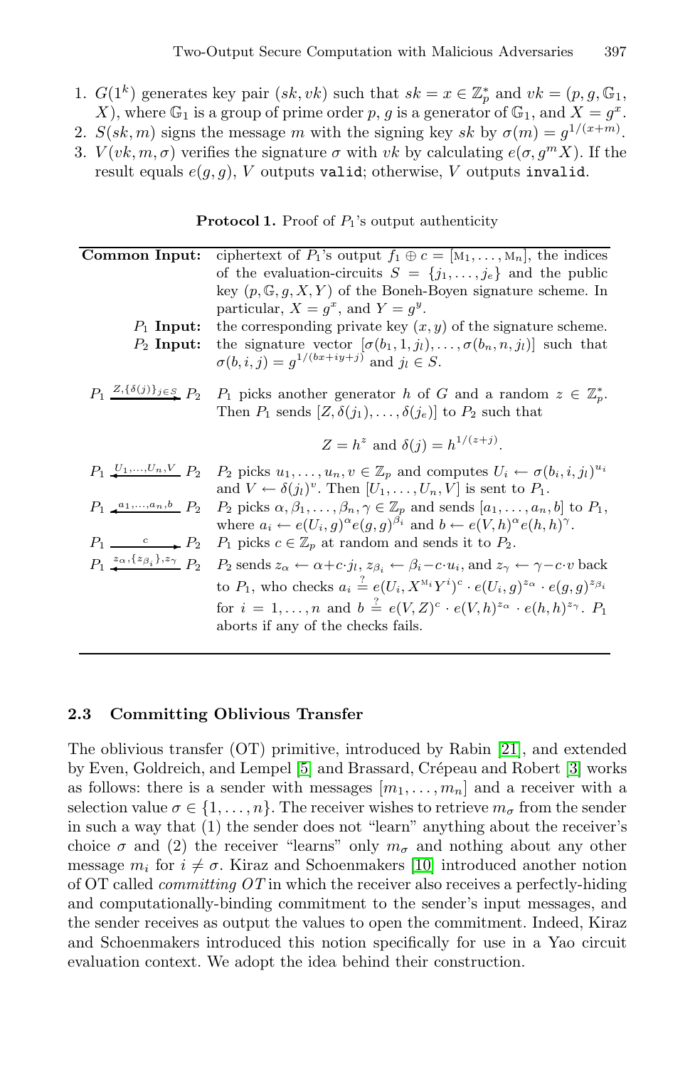1. $G(1^k)$ generates key pair $(sk, vk)$ such that $sk = x \in \mathbb{Z}_p^*$ and $vk = (p, g, \mathbb{G}_1, X)$, where $\mathbb{G}_1$ is a group of prime order $p$, $g$ is a generator of $\mathbb{G}_1$, and $X = g^x$.
2. $S(sk, m)$ signs the message $m$ with the signing key $sk$ by $\sigma(m) = g^{1/(x+m)}$.
3. $V(vk, m, \sigma)$ verifies the signature $\sigma$ with $vk$ by calculating $e(\sigma, g^m X)$. If the result equals $e(g, g)$, $V$ outputs `valid`; otherwise, $V$ outputs `invalid`.

**Protocol 1.** Proof of $P_1$'s output authenticity

| | |
|---|---|
| **Common Input:** | ciphertext of $P_1$'s output $f_1 \oplus c = [\mathrm{M}_1, \ldots, \mathrm{M}_n]$, the indices of the evaluation-circuits $S = \{j_1, \ldots, j_e\}$ and the public key $(p, \mathbb{G}, g, X, Y)$ of the Boneh-Boyen signature scheme. In particular, $X = g^x$, and $Y = g^y$. |
| $P_1$ **Input:** | the corresponding private key $(x, y)$ of the signature scheme. |
| $P_2$ **Input:** | the signature vector $[\sigma(b_1, 1, j_l), \ldots, \sigma(b_n, n, j_l)]$ such that $\sigma(b, i, j) = g^{1/(bx+iy+j)}$ and $j_l \in S$. |
| $P_1 \xrightarrow{Z, \{\delta(j)\}_{j \in S}} P_2$ | $P_1$ picks another generator $h$ of $G$ and a random $z \in \mathbb{Z}_p^*$. Then $P_1$ sends $[Z, \delta(j_1), \ldots, \delta(j_e)]$ to $P_2$ such that $$Z = h^z \text{ and } \delta(j) = h^{1/(z+j)}.$$ |
| $P_1 \xleftarrow{U_1, \ldots, U_n, V} P_2$ | $P_2$ picks $u_1, \ldots, u_n, v \in \mathbb{Z}_p$ and computes $U_i \leftarrow \sigma(b_i, i, j_l)^{u_i}$ and $V \leftarrow \delta(j_l)^v$. Then $[U_1, \ldots, U_n, V]$ is sent to $P_1$. |
| $P_1 \xleftarrow{a_1, \ldots, a_n, b} P_2$ | $P_2$ picks $\alpha, \beta_1, \ldots, \beta_n, \gamma \in \mathbb{Z}_p$ and sends $[a_1, \ldots, a_n, b]$ to $P_1$, where $a_i \leftarrow e(U_i, g)^\alpha e(g, g)^{\beta_i}$ and $b \leftarrow e(V, h)^\alpha e(h, h)^\gamma$. |
| $P_1 \xrightarrow{c} P_2$ | $P_1$ picks $c \in \mathbb{Z}_p$ at random and sends it to $P_2$. |
| $P_1 \xleftarrow{z_\alpha, \{z_{\beta_i}\}, z_\gamma} P_2$ | $P_2$ sends $z_\alpha \leftarrow \alpha + c \cdot j_l$, $z_{\beta_i} \leftarrow \beta_i - c \cdot u_i$, and $z_\gamma \leftarrow \gamma - c \cdot v$ back to $P_1$, who checks $a_i \stackrel{?}{=} e(U_i, X^{\mathrm{M}_i} Y^i)^c \cdot e(U_i, g)^{z_\alpha} \cdot e(g, g)^{z_{\beta_i}}$ for $i = 1, \ldots, n$ and $b \stackrel{?}{=} e(V, Z)^c \cdot e(V, h)^{z_\alpha} \cdot e(h, h)^{z_\gamma}$. $P_1$ aborts if any of the checks fails. |

### 2.3 Committing Oblivious Transfer

The oblivious transfer (OT) primitive, introduced by Rabin [21], and extended by Even, Goldreich, and Lempel [5] and Brassard, Crépeau and Robert [3] works as follows: there is a sender with messages $[m_1, \ldots, m_n]$ and a receiver with a selection value $\sigma \in \{1, \ldots, n\}$. The receiver wishes to retrieve $m_\sigma$ from the sender in such a way that (1) the sender does not "learn" anything about the receiver's choice $\sigma$ and (2) the receiver "learns" only $m_\sigma$ and nothing about any other message $m_i$ for $i \neq \sigma$. Kiraz and Schoenmakers [10] introduced another notion of OT called *committing OT* in which the receiver also receives a perfectly-hiding and computationally-binding commitment to the sender's input messages, and the sender receives as output the values to open the commitment. Indeed, Kiraz and Schoenmakers introduced this notion specifically for use in a Yao circuit evaluation context. We adopt the idea behind their construction.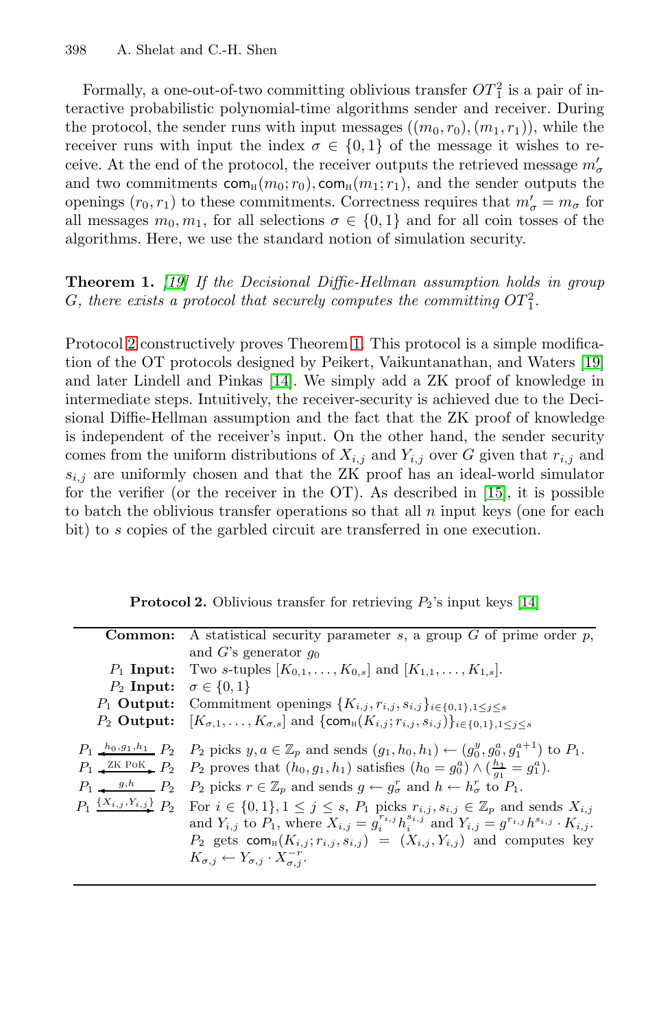Formally, a one-out-of-two committing oblivious transfer $OT_1^2$ is a pair of interactive probabilistic polynomial-time algorithms sender and receiver. During the protocol, the sender runs with input messages $((m_0, r_0), (m_1, r_1))$, while the receiver runs with input the index $\sigma \in \{0, 1\}$ of the message it wishes to receive. At the end of the protocol, the receiver outputs the retrieved message $m'_\sigma$ and two commitments $\mathsf{com}_{\text{H}}(m_0; r_0), \mathsf{com}_{\text{H}}(m_1; r_1)$, and the sender outputs the openings $(r_0, r_1)$ to these commitments. Correctness requires that $m'_\sigma = m_\sigma$ for all messages $m_0, m_1$, for all selections $\sigma \in \{0, 1\}$ and for all coin tosses of the algorithms. Here, we use the standard notion of simulation security.

**Theorem 1.** *[19] If the Decisional Diffie-Hellman assumption holds in group $G$, there exists a protocol that securely computes the committing $OT_1^2$.*

Protocol 2 constructively proves Theorem 1. This protocol is a simple modification of the OT protocols designed by Peikert, Vaikuntanathan, and Waters [19] and later Lindell and Pinkas [14]. We simply add a ZK proof of knowledge in intermediate steps. Intuitively, the receiver-security is achieved due to the Decisional Diffie-Hellman assumption and the fact that the ZK proof of knowledge is independent of the receiver's input. On the other hand, the sender security comes from the uniform distributions of $X_{i,j}$ and $Y_{i,j}$ over $G$ given that $r_{i,j}$ and $s_{i,j}$ are uniformly chosen and that the ZK proof has an ideal-world simulator for the verifier (or the receiver in the OT). As described in [15], it is possible to batch the oblivious transfer operations so that all $n$ input keys (one for each bit) to $s$ copies of the garbled circuit are transferred in one execution.

**Protocol 2.** Oblivious transfer for retrieving $P_2$'s input keys [14]

| | |
|---|---|
| **Common:** | A statistical security parameter $s$, a group $G$ of prime order $p$, and $G$'s generator $g_0$ |
| $P_1$ **Input:** | Two $s$-tuples $[K_{0,1}, \ldots, K_{0,s}]$ and $[K_{1,1}, \ldots, K_{1,s}]$. |
| $P_2$ **Input:** | $\sigma \in \{0, 1\}$ |
| $P_1$ **Output:** | Commitment openings $\{K_{i,j}, r_{i,j}, s_{i,j}\}_{i \in \{0,1\}, 1 \le j \le s}$ |
| $P_2$ **Output:** | $[K_{\sigma,1}, \ldots, K_{\sigma,s}]$ and $\{\mathsf{com}_{\text{H}}(K_{i,j}; r_{i,j}, s_{i,j})\}_{i \in \{0,1\}, 1 \le j \le s}$ |
| $P_1 \xleftarrow{h_0, g_1, h_1} P_2$ | $P_2$ picks $y, a \in \mathbb{Z}_p$ and sends $(g_1, h_0, h_1) \leftarrow (g_0^y, g_0^a, g_1^{a+1})$ to $P_1$. |
| $P_1 \xleftrightarrow{\text{ZK PoK}} P_2$ | $P_2$ proves that $(h_0, g_1, h_1)$ satisfies $(h_0 = g_0^a) \wedge (\frac{h_1}{g_1} = g_1^a)$. |
| $P_1 \xleftarrow{g, h} P_2$ | $P_2$ picks $r \in \mathbb{Z}_p$ and sends $g \leftarrow g_\sigma^r$ and $h \leftarrow h_\sigma^r$ to $P_1$. |
| $P_1 \xrightarrow{\{X_{i,j}, Y_{i,j}\}} P_2$ | For $i \in \{0, 1\}, 1 \le j \le s$, $P_1$ picks $r_{i,j}, s_{i,j} \in \mathbb{Z}_p$ and sends $X_{i,j}$ and $Y_{i,j}$ to $P_1$, where $X_{i,j} = g_i^{r_{i,j}} h_i^{s_{i,j}}$ and $Y_{i,j} = g^{r_{i,j}} h^{s_{i,j}} \cdot K_{i,j}$. $P_2$ gets $\mathsf{com}_{\text{H}}(K_{i,j}; r_{i,j}, s_{i,j}) = (X_{i,j}, Y_{i,j})$ and computes key $K_{\sigma,j} \leftarrow Y_{\sigma,j} \cdot X_{\sigma,j}^{-r}$. |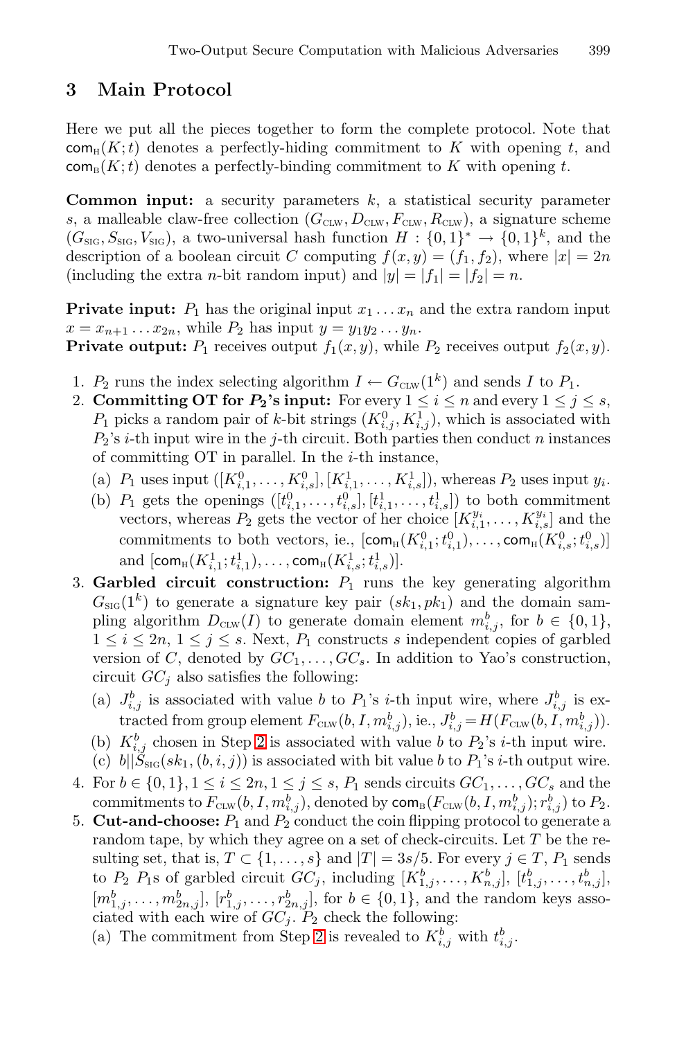## 3 Main Protocol

Here we put all the pieces together to form the complete protocol. Note that $\mathsf{com}_{\mathrm{H}}(K;t)$ denotes a perfectly-hiding commitment to $K$ with opening $t$, and $\mathsf{com}_{\mathrm{B}}(K;t)$ denotes a perfectly-binding commitment to $K$ with opening $t$.

**Common input:** a security parameters $k$, a statistical security parameter $s$, a malleable claw-free collection $(G_{\mathrm{CLW}}, D_{\mathrm{CLW}}, F_{\mathrm{CLW}}, R_{\mathrm{CLW}})$, a signature scheme $(G_{\mathrm{SIG}}, S_{\mathrm{SIG}}, V_{\mathrm{SIG}})$, a two-universal hash function $H : \{0,1\}^* \rightarrow \{0,1\}^k$, and the description of a boolean circuit $C$ computing $f(x,y) = (f_1, f_2)$, where $|x| = 2n$ (including the extra $n$-bit random input) and $|y| = |f_1| = |f_2| = n$.

**Private input:** $P_1$ has the original input $x_1 \dots x_n$ and the extra random input $x = x_{n+1} \dots x_{2n}$, while $P_2$ has input $y = y_1 y_2 \dots y_n$.
**Private output:** $P_1$ receives output $f_1(x,y)$, while $P_2$ receives output $f_2(x,y)$.

1. $P_2$ runs the index selecting algorithm $I \leftarrow G_{\mathrm{CLW}}(1^k)$ and sends $I$ to $P_1$.
2. **Committing OT for $P_2$'s input:** For every $1 \le i \le n$ and every $1 \le j \le s$, $P_1$ picks a random pair of $k$-bit strings $(K^0_{i,j}, K^1_{i,j})$, which is associated with $P_2$'s $i$-th input wire in the $j$-th circuit. Both parties then conduct $n$ instances of committing OT in parallel. In the $i$-th instance,
   (a) $P_1$ uses input $([K^0_{i,1}, \dots, K^0_{i,s}], [K^1_{i,1}, \dots, K^1_{i,s}])$, whereas $P_2$ uses input $y_i$.
   (b) $P_1$ gets the openings $([t^0_{i,1}, \dots, t^0_{i,s}], [t^1_{i,1}, \dots, t^1_{i,s}])$ to both commitment vectors, whereas $P_2$ gets the vector of her choice $[K^{y_i}_{i,1}, \dots, K^{y_i}_{i,s}]$ and the commitments to both vectors, ie., $[\mathsf{com}_{\mathrm{H}}(K^0_{i,1}; t^0_{i,1}), \dots, \mathsf{com}_{\mathrm{H}}(K^0_{i,s}; t^0_{i,s})]$ and $[\mathsf{com}_{\mathrm{H}}(K^1_{i,1}; t^1_{i,1}), \dots, \mathsf{com}_{\mathrm{H}}(K^1_{i,s}; t^1_{i,s})]$.
3. **Garbled circuit construction:** $P_1$ runs the key generating algorithm $G_{\mathrm{SIG}}(1^k)$ to generate a signature key pair $(sk_1, pk_1)$ and the domain sampling algorithm $D_{\mathrm{CLW}}(I)$ to generate domain element $m^b_{i,j}$, for $b \in \{0,1\}$, $1 \le i \le 2n$, $1 \le j \le s$. Next, $P_1$ constructs $s$ independent copies of garbled version of $C$, denoted by $GC_1, \dots, GC_s$. In addition to Yao's construction, circuit $GC_j$ also satisfies the following:
   (a) $J^b_{i,j}$ is associated with value $b$ to $P_1$'s $i$-th input wire, where $J^b_{i,j}$ is extracted from group element $F_{\mathrm{CLW}}(b, I, m^b_{i,j})$, ie., $J^b_{i,j} = H(F_{\mathrm{CLW}}(b, I, m^b_{i,j}))$.
   (b) $K^b_{i,j}$ chosen in Step 2 is associated with value $b$ to $P_2$'s $i$-th input wire.
   (c) $b || S_{\mathrm{SIG}}(sk_1, (b, i, j))$ is associated with bit value $b$ to $P_1$'s $i$-th output wire.
4. For $b \in \{0,1\}, 1 \le i \le 2n, 1 \le j \le s$, $P_1$ sends circuits $GC_1, \dots, GC_s$ and the commitments to $F_{\mathrm{CLW}}(b, I, m^b_{i,j})$, denoted by $\mathsf{com}_{\mathrm{B}}(F_{\mathrm{CLW}}(b, I, m^b_{i,j}); r^b_{i,j})$ to $P_2$.
5. **Cut-and-choose:** $P_1$ and $P_2$ conduct the coin flipping protocol to generate a random tape, by which they agree on a set of check-circuits. Let $T$ be the resulting set, that is, $T \subset \{1, \dots, s\}$ and $|T| = 3s/5$. For every $j \in T$, $P_1$ sends to $P_2$ $P_1$s of garbled circuit $GC_j$, including $[K^b_{1,j}, \dots, K^b_{n,j}]$, $[t^b_{1,j}, \dots, t^b_{n,j}]$, $[m^b_{1,j}, \dots, m^b_{2n,j}]$, $[r^b_{1,j}, \dots, r^b_{2n,j}]$, for $b \in \{0,1\}$, and the random keys associated with each wire of $GC_j$. $P_2$ check the following:
   (a) The commitment from Step 2 is revealed to $K^b_{i,j}$ with $t^b_{i,j}$.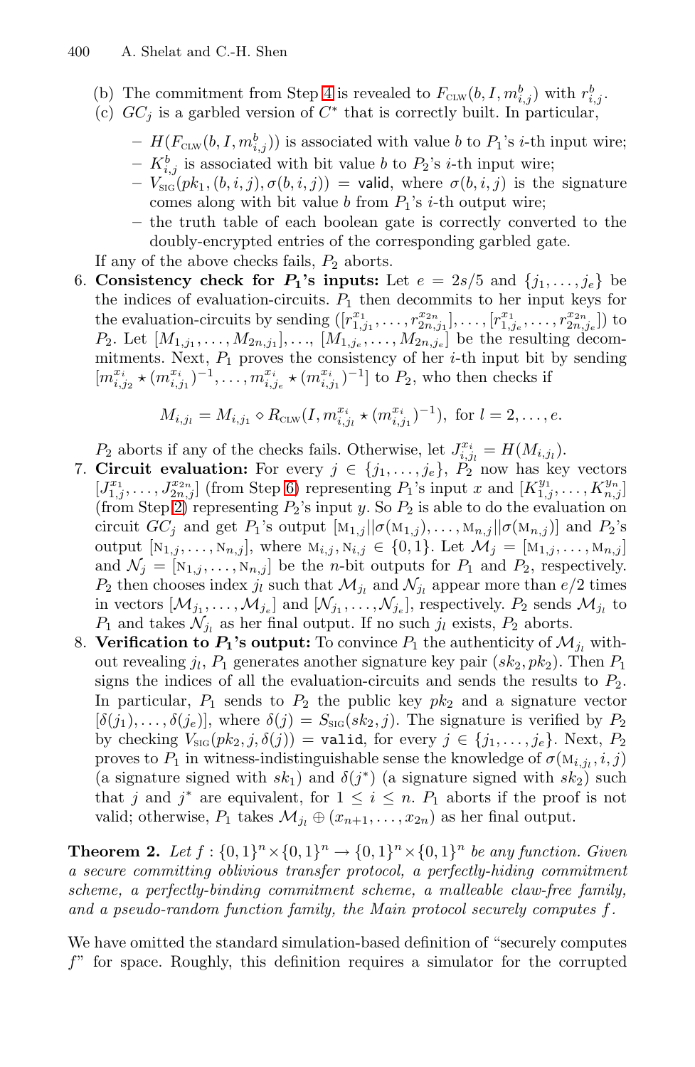(b) The commitment from Step 4 is revealed to $F_{\text{CLW}}(b, I, m^b_{i,j})$ with $r^b_{i,j}$.

(c) $GC_j$ is a garbled version of $C^*$ that is correctly built. In particular,

- $H(F_{\text{CLW}}(b, I, m^b_{i,j}))$ is associated with value $b$ to $P_1$'s $i$-th input wire;
- $K^b_{i,j}$ is associated with bit value $b$ to $P_2$'s $i$-th input wire;
- $V_{\text{SIG}}(pk_1, (b, i, j), \sigma(b, i, j)) = \mathsf{valid}$, where $\sigma(b, i, j)$ is the signature comes along with bit value $b$ from $P_1$'s $i$-th output wire;
- the truth table of each boolean gate is correctly converted to the doubly-encrypted entries of the corresponding garbled gate.

If any of the above checks fails, $P_2$ aborts.

6. **Consistency check for $P_1$'s inputs:** Let $e = 2s/5$ and $\{j_1, \ldots, j_e\}$ be the indices of evaluation-circuits. $P_1$ then decommits to her input keys for the evaluation-circuits by sending $([r^{x_1}_{1,j_1}, \ldots, r^{x_{2n}}_{2n,j_1}], \ldots, [r^{x_1}_{1,j_e}, \ldots, r^{x_{2n}}_{2n,j_e}])$ to $P_2$. Let $[M_{1,j_1}, \ldots, M_{2n,j_1}], \ldots, [M_{1,j_e}, \ldots, M_{2n,j_e}]$ be the resulting decommitments. Next, $P_1$ proves the consistency of her $i$-th input bit by sending $[m^{x_i}_{i,j_2} \star (m^{x_i}_{i,j_1})^{-1}, \ldots, m^{x_i}_{i,j_e} \star (m^{x_i}_{i,j_1})^{-1}]$ to $P_2$, who then checks if

$$M_{i,j_l} = M_{i,j_1} \diamond R_{\text{CLW}}(I, m^{x_i}_{i,j_l} \star (m^{x_i}_{i,j_1})^{-1}), \text{ for } l = 2, \ldots, e.$$

$P_2$ aborts if any of the checks fails. Otherwise, let $J^{x_i}_{i,j_l} = H(M_{i,j_l})$.

7. **Circuit evaluation:** For every $j \in \{j_1, \ldots, j_e\}$, $P_2$ now has key vectors $[J^{x_1}_{1,j}, \ldots, J^{x_{2n}}_{2n,j}]$ (from Step 6) representing $P_1$'s input $x$ and $[K^{y_1}_{1,j}, \ldots, K^{y_n}_{n,j}]$ (from Step 2) representing $P_2$'s input $y$. So $P_2$ is able to do the evaluation on circuit $GC_j$ and get $P_1$'s output $[\mathrm{M}_{1,j} || \sigma(\mathrm{M}_{1,j}), \ldots, \mathrm{M}_{n,j} || \sigma(\mathrm{M}_{n,j})]$ and $P_2$'s output $[\mathrm{N}_{1,j}, \ldots, \mathrm{N}_{n,j}]$, where $\mathrm{M}_{i,j}, \mathrm{N}_{i,j} \in \{0, 1\}$. Let $\mathcal{M}_j = [\mathrm{M}_{1,j}, \ldots, \mathrm{M}_{n,j}]$ and $\mathcal{N}_j = [\mathrm{N}_{1,j}, \ldots, \mathrm{N}_{n,j}]$ be the $n$-bit outputs for $P_1$ and $P_2$, respectively. $P_2$ then chooses index $j_l$ such that $\mathcal{M}_{j_l}$ and $\mathcal{N}_{j_l}$ appear more than $e/2$ times in vectors $[\mathcal{M}_{j_1}, \ldots, \mathcal{M}_{j_e}]$ and $[\mathcal{N}_{j_1}, \ldots, \mathcal{N}_{j_e}]$, respectively. $P_2$ sends $\mathcal{M}_{j_l}$ to $P_1$ and takes $\mathcal{N}_{j_l}$ as her final output. If no such $j_l$ exists, $P_2$ aborts.

8. **Verification to $P_1$'s output:** To convince $P_1$ the authenticity of $\mathcal{M}_{j_l}$ without revealing $j_l$, $P_1$ generates another signature key pair $(sk_2, pk_2)$. Then $P_1$ signs the indices of all the evaluation-circuits and sends the results to $P_2$. In particular, $P_1$ sends to $P_2$ the public key $pk_2$ and a signature vector $[\delta(j_1), \ldots, \delta(j_e)]$, where $\delta(j) = S_{\text{SIG}}(sk_2, j)$. The signature is verified by $P_2$ by checking $V_{\text{SIG}}(pk_2, j, \delta(j)) = \mathtt{valid}$, for every $j \in \{j_1, \ldots, j_e\}$. Next, $P_2$ proves to $P_1$ in witness-indistinguishable sense the knowledge of $\sigma(\mathrm{M}_{i,j_l}, i, j)$ (a signature signed with $sk_1$) and $\delta(j^*)$ (a signature signed with $sk_2$) such that $j$ and $j^*$ are equivalent, for $1 \leq i \leq n$. $P_1$ aborts if the proof is not valid; otherwise, $P_1$ takes $\mathcal{M}_{j_l} \oplus (x_{n+1}, \ldots, x_{2n})$ as her final output.

**Theorem 2.** *Let $f : \{0, 1\}^n \times \{0, 1\}^n \to \{0, 1\}^n \times \{0, 1\}^n$ be any function. Given a secure committing oblivious transfer protocol, a perfectly-hiding commitment scheme, a perfectly-binding commitment scheme, a malleable claw-free family, and a pseudo-random function family, the Main protocol securely computes $f$.*

We have omitted the standard simulation-based definition of "securely computes $f$" for space. Roughly, this definition requires a simulator for the corrupted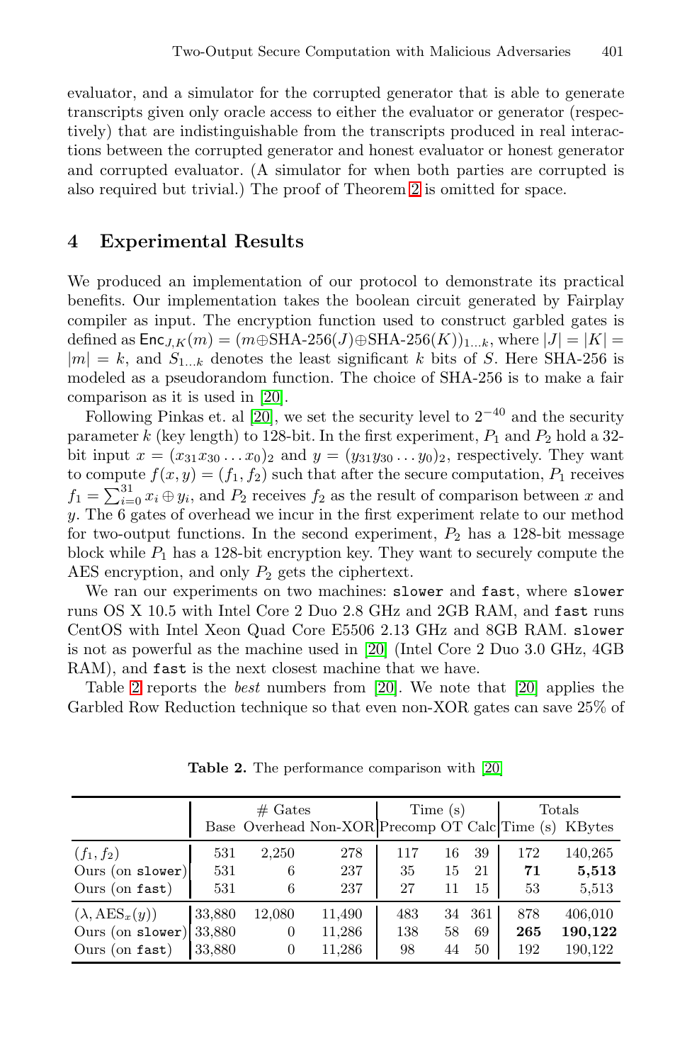evaluator, and a simulator for the corrupted generator that is able to generate transcripts given only oracle access to either the evaluator or generator (respectively) that are indistinguishable from the transcripts produced in real interactions between the corrupted generator and honest evaluator or honest generator and corrupted evaluator. (A simulator for when both parties are corrupted is also required but trivial.) The proof of Theorem 2 is omitted for space.

## 4 Experimental Results

We produced an implementation of our protocol to demonstrate its practical benefits. Our implementation takes the boolean circuit generated by Fairplay compiler as input. The encryption function used to construct garbled gates is defined as $\mathsf{Enc}_{J,K}(m) = (m \oplus \text{SHA-256}(J) \oplus \text{SHA-256}(K))_{1...k}$, where $|J| = |K| = |m| = k$, and $S_{1...k}$ denotes the least significant $k$ bits of $S$. Here SHA-256 is modeled as a pseudorandom function. The choice of SHA-256 is to make a fair comparison as it is used in [20].

Following Pinkas et. al [20], we set the security level to $2^{-40}$ and the security parameter $k$ (key length) to 128-bit. In the first experiment, $P_1$ and $P_2$ hold a 32-bit input $x = (x_{31}x_{30} \ldots x_0)_2$ and $y = (y_{31}y_{30} \ldots y_0)_2$, respectively. They want to compute $f(x, y) = (f_1, f_2)$ such that after the secure computation, $P_1$ receives $f_1 = \sum_{i=0}^{31} x_i \oplus y_i$, and $P_2$ receives $f_2$ as the result of comparison between $x$ and $y$. The 6 gates of overhead we incur in the first experiment relate to our method for two-output functions. In the second experiment, $P_2$ has a 128-bit message block while $P_1$ has a 128-bit encryption key. They want to securely compute the AES encryption, and only $P_2$ gets the ciphertext.

We ran our experiments on two machines: `slower` and `fast`, where `slower` runs OS X 10.5 with Intel Core 2 Duo 2.8 GHz and 2GB RAM, and `fast` runs CentOS with Intel Xeon Quad Core E5506 2.13 GHz and 8GB RAM. `slower` is not as powerful as the machine used in [20] (Intel Core 2 Duo 3.0 GHz, 4GB RAM), and `fast` is the next closest machine that we have.

Table 2 reports the *best* numbers from [20]. We note that [20] applies the Garbled Row Reduction technique so that even non-XOR gates can save 25% of

**Table 2.** The performance comparison with [20]

| | # Gates | | | Time (s) | | | Totals | |
|---|---|---|---|---|---|---|---|---|
| | Base | Overhead | Non-XOR | Precomp | OT | Calc | Time (s) | KBytes |
| $(f_1, f_2)$ | 531 | 2,250 | 278 | 117 | 16 | 39 | 172 | 140,265 |
| Ours (on `slower`) | 531 | 6 | 237 | 35 | 15 | 21 | **71** | **5,513** |
| Ours (on `fast`) | 531 | 6 | 237 | 27 | 11 | 15 | 53 | 5,513 |
| $(\lambda, \text{AES}_x(y))$ | 33,880 | 12,080 | 11,490 | 483 | 34 | 361 | 878 | 406,010 |
| Ours (on `slower`) | 33,880 | 0 | 11,286 | 138 | 58 | 69 | **265** | **190,122** |
| Ours (on `fast`) | 33,880 | 0 | 11,286 | 98 | 44 | 50 | 192 | 190,122 |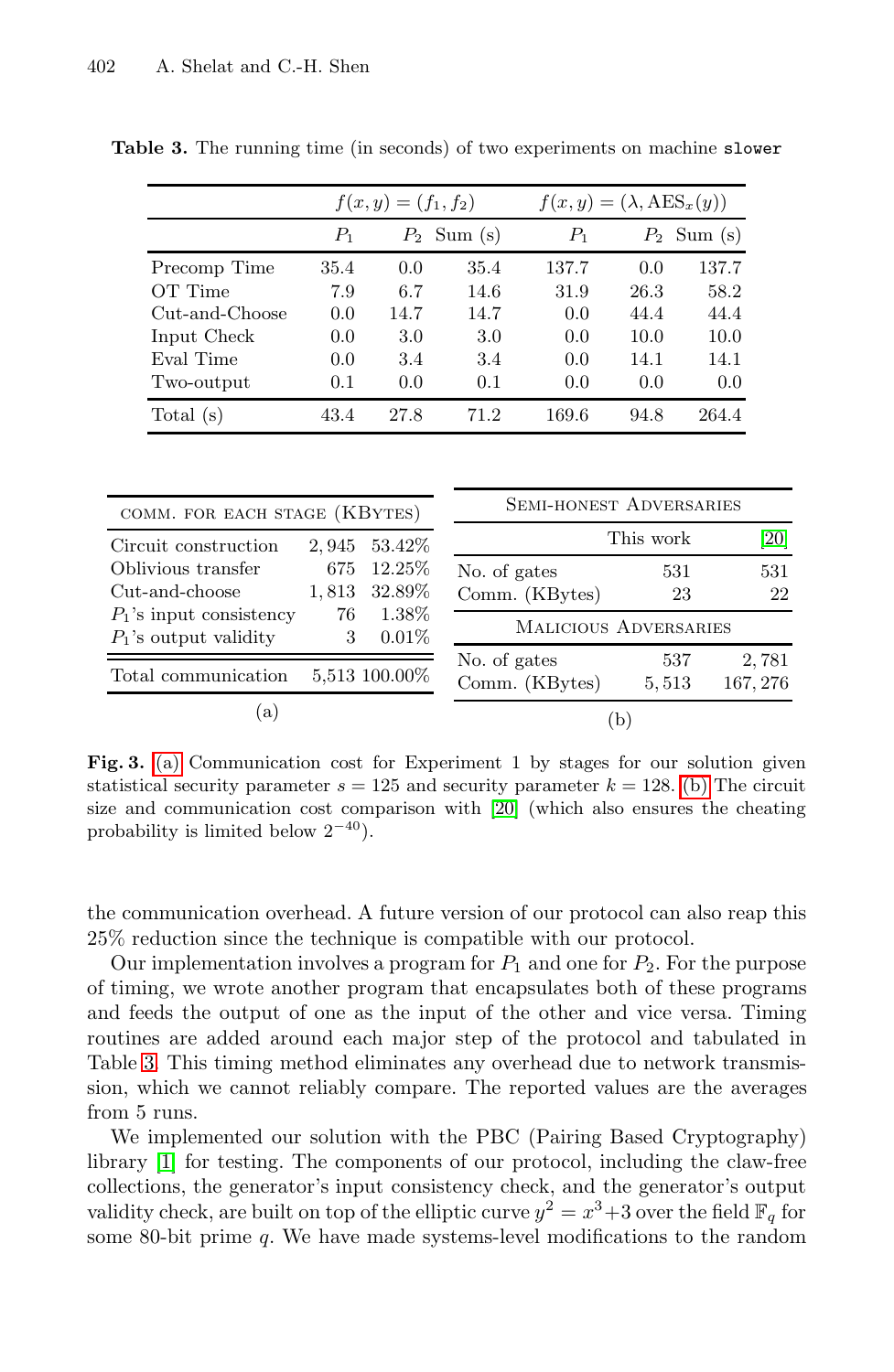**Table 3.** The running time (in seconds) of two experiments on machine `slower`

| | $f(x,y) = (f_1, f_2)$ | | | $f(x,y) = (\lambda, \text{AES}_x(y))$ | | |
|---|---|---|---|---|---|---|
| | $P_1$ | $P_2$ | Sum (s) | $P_1$ | $P_2$ | Sum (s) |
| Precomp Time | 35.4 | 0.0 | 35.4 | 137.7 | 0.0 | 137.7 |
| OT Time | 7.9 | 6.7 | 14.6 | 31.9 | 26.3 | 58.2 |
| Cut-and-Choose | 0.0 | 14.7 | 14.7 | 0.0 | 44.4 | 44.4 |
| Input Check | 0.0 | 3.0 | 3.0 | 0.0 | 10.0 | 10.0 |
| Eval Time | 0.0 | 3.4 | 3.4 | 0.0 | 14.1 | 14.1 |
| Two-output | 0.1 | 0.0 | 0.1 | 0.0 | 0.0 | 0.0 |
| Total (s) | 43.4 | 27.8 | 71.2 | 169.6 | 94.8 | 264.4 |

| COMM. FOR EACH STAGE (KBYTES) | | |
|---|---|---|
| Circuit construction | 2,945 | 53.42% |
| Oblivious transfer | 675 | 12.25% |
| Cut-and-choose | 1,813 | 32.89% |
| $P_1$'s input consistency | 76 | 1.38% |
| $P_1$'s output validity | 3 | 0.01% |
| Total communication | 5,513 | 100.00% |

(a)

| SEMI-HONEST ADVERSARIES | | |
|---|---|---|
| | This work | [20] |
| No. of gates | 531 | 531 |
| Comm. (KBytes) | 23 | 22 |
| **MALICIOUS ADVERSARIES** | | |
| No. of gates | 537 | 2,781 |
| Comm. (KBytes) | 5,513 | 167,276 |

(b)

**Fig. 3.** (a) Communication cost for Experiment 1 by stages for our solution given statistical security parameter $s = 125$ and security parameter $k = 128$. (b) The circuit size and communication cost comparison with [20] (which also ensures the cheating probability is limited below $2^{-40}$).

the communication overhead. A future version of our protocol can also reap this 25% reduction since the technique is compatible with our protocol.

Our implementation involves a program for $P_1$ and one for $P_2$. For the purpose of timing, we wrote another program that encapsulates both of these programs and feeds the output of one as the input of the other and vice versa. Timing routines are added around each major step of the protocol and tabulated in Table 3. This timing method eliminates any overhead due to network transmission, which we cannot reliably compare. The reported values are the averages from 5 runs.

We implemented our solution with the PBC (Pairing Based Cryptography) library [1] for testing. The components of our protocol, including the claw-free collections, the generator's input consistency check, and the generator's output validity check, are built on top of the elliptic curve $y^2 = x^3 + 3$ over the field $\mathbb{F}_q$ for some 80-bit prime $q$. We have made systems-level modifications to the random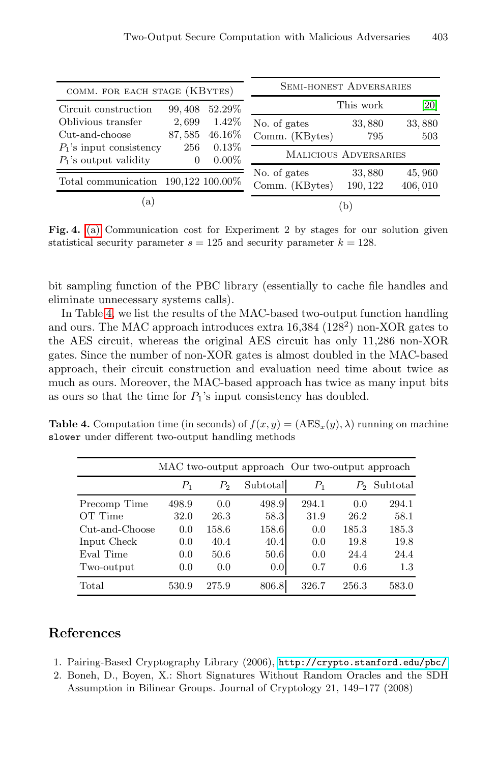| comm. for each stage (KBytes) | | |
|---|---|---|
| Circuit construction | 99,408 | 52.29% |
| Oblivious transfer | 2,699 | 1.42% |
| Cut-and-choose | 87,585 | 46.16% |
| $P_1$'s input consistency | 256 | 0.13% |
| $P_1$'s output validity | 0 | 0.00% |
| Total communication | 190,122 | 100.00% |

(a)

| Semi-honest Adversaries | | |
|---|---|---|
| | This work | [20] |
| No. of gates | 33,880 | 33,880 |
| Comm. (KBytes) | 795 | 503 |
| **Malicious Adversaries** | | |
| No. of gates | 33,880 | 45,960 |
| Comm. (KBytes) | 190,122 | 406,010 |

(b)

**Fig. 4.** (a) Communication cost for Experiment 2 by stages for our solution given statistical security parameter $s = 125$ and security parameter $k = 128$.

bit sampling function of the PBC library (essentially to cache file handles and eliminate unnecessary systems calls).

In Table 4, we list the results of the MAC-based two-output function handling and ours. The MAC approach introduces extra 16,384 ($128^2$) non-XOR gates to the AES circuit, whereas the original AES circuit has only 11,286 non-XOR gates. Since the number of non-XOR gates is almost doubled in the MAC-based approach, their circuit construction and evaluation need time about twice as much as ours. Moreover, the MAC-based approach has twice as many input bits as ours so that the time for $P_1$'s input consistency has doubled.

**Table 4.** Computation time (in seconds) of $f(x, y) = (\mathrm{AES}_x(y), \lambda)$ running on machine `slower` under different two-output handling methods

| | MAC two-output approach | | | Our two-output approach | | |
|---|---|---|---|---|---|---|
| | $P_1$ | $P_2$ | Subtotal | $P_1$ | $P_2$ | Subtotal |
| Precomp Time | 498.9 | 0.0 | 498.9 | 294.1 | 0.0 | 294.1 |
| OT Time | 32.0 | 26.3 | 58.3 | 31.9 | 26.2 | 58.1 |
| Cut-and-Choose | 0.0 | 158.6 | 158.6 | 0.0 | 185.3 | 185.3 |
| Input Check | 0.0 | 40.4 | 40.4 | 0.0 | 19.8 | 19.8 |
| Eval Time | 0.0 | 50.6 | 50.6 | 0.0 | 24.4 | 24.4 |
| Two-output | 0.0 | 0.0 | 0.0 | 0.7 | 0.6 | 1.3 |
| Total | 530.9 | 275.9 | 806.8 | 326.7 | 256.3 | 583.0 |

## References

1. Pairing-Based Cryptography Library (2006), http://crypto.stanford.edu/pbc/
2. Boneh, D., Boyen, X.: Short Signatures Without Random Oracles and the SDH Assumption in Bilinear Groups. Journal of Cryptology 21, 149–177 (2008)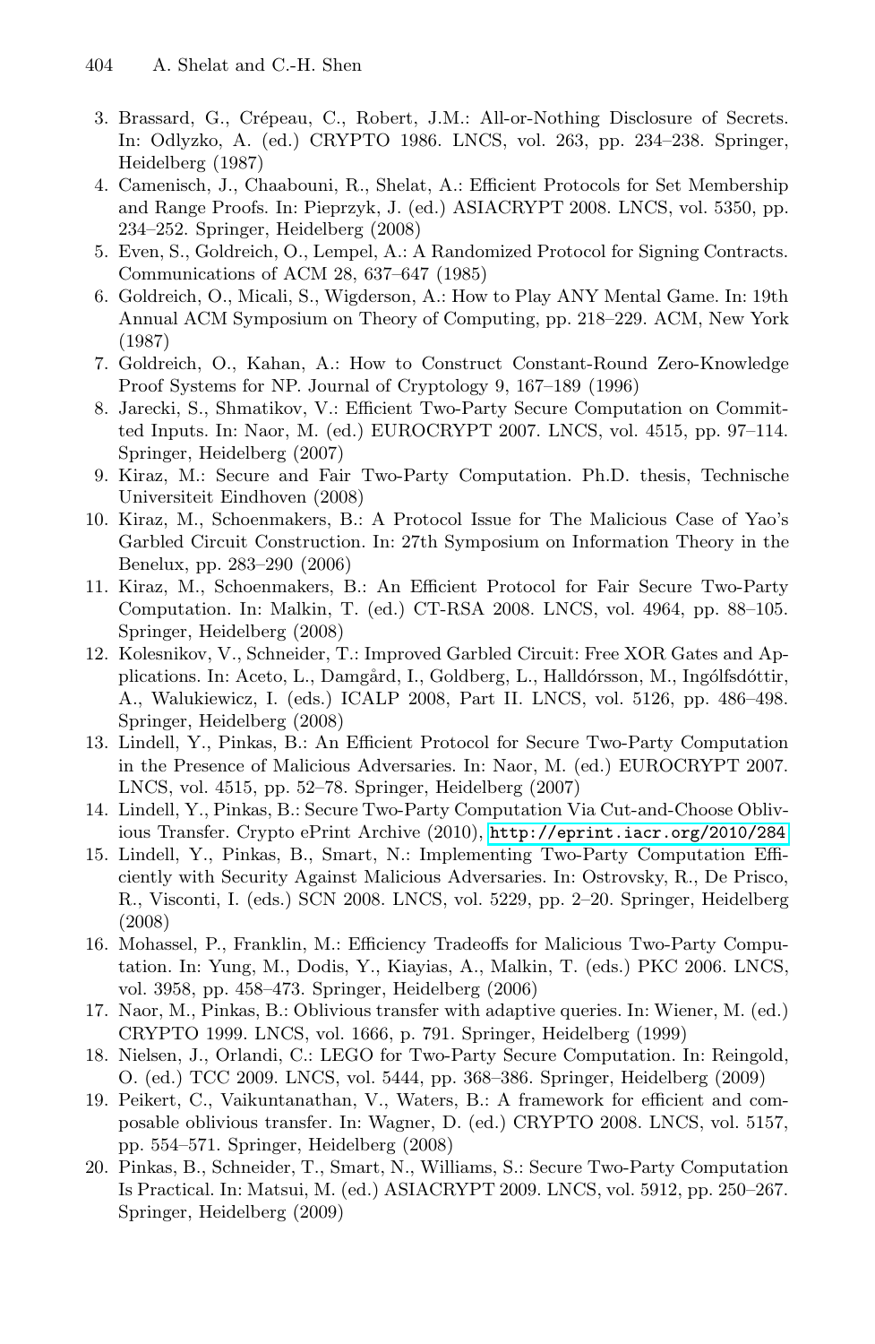3. Brassard, G., Crépeau, C., Robert, J.M.: All-or-Nothing Disclosure of Secrets. In: Odlyzko, A. (ed.) CRYPTO 1986. LNCS, vol. 263, pp. 234–238. Springer, Heidelberg (1987)
4. Camenisch, J., Chaabouni, R., Shelat, A.: Efficient Protocols for Set Membership and Range Proofs. In: Pieprzyk, J. (ed.) ASIACRYPT 2008. LNCS, vol. 5350, pp. 234–252. Springer, Heidelberg (2008)
5. Even, S., Goldreich, O., Lempel, A.: A Randomized Protocol for Signing Contracts. Communications of ACM 28, 637–647 (1985)
6. Goldreich, O., Micali, S., Wigderson, A.: How to Play ANY Mental Game. In: 19th Annual ACM Symposium on Theory of Computing, pp. 218–229. ACM, New York (1987)
7. Goldreich, O., Kahan, A.: How to Construct Constant-Round Zero-Knowledge Proof Systems for NP. Journal of Cryptology 9, 167–189 (1996)
8. Jarecki, S., Shmatikov, V.: Efficient Two-Party Secure Computation on Committed Inputs. In: Naor, M. (ed.) EUROCRYPT 2007. LNCS, vol. 4515, pp. 97–114. Springer, Heidelberg (2007)
9. Kiraz, M.: Secure and Fair Two-Party Computation. Ph.D. thesis, Technische Universiteit Eindhoven (2008)
10. Kiraz, M., Schoenmakers, B.: A Protocol Issue for The Malicious Case of Yao's Garbled Circuit Construction. In: 27th Symposium on Information Theory in the Benelux, pp. 283–290 (2006)
11. Kiraz, M., Schoenmakers, B.: An Efficient Protocol for Fair Secure Two-Party Computation. In: Malkin, T. (ed.) CT-RSA 2008. LNCS, vol. 4964, pp. 88–105. Springer, Heidelberg (2008)
12. Kolesnikov, V., Schneider, T.: Improved Garbled Circuit: Free XOR Gates and Applications. In: Aceto, L., Damgård, I., Goldberg, L., Halldórsson, M., Ingólfsdóttir, A., Walukiewicz, I. (eds.) ICALP 2008, Part II. LNCS, vol. 5126, pp. 486–498. Springer, Heidelberg (2008)
13. Lindell, Y., Pinkas, B.: An Efficient Protocol for Secure Two-Party Computation in the Presence of Malicious Adversaries. In: Naor, M. (ed.) EUROCRYPT 2007. LNCS, vol. 4515, pp. 52–78. Springer, Heidelberg (2007)
14. Lindell, Y., Pinkas, B.: Secure Two-Party Computation Via Cut-and-Choose Oblivious Transfer. Crypto ePrint Archive (2010), http://eprint.iacr.org/2010/284
15. Lindell, Y., Pinkas, B., Smart, N.: Implementing Two-Party Computation Efficiently with Security Against Malicious Adversaries. In: Ostrovsky, R., De Prisco, R., Visconti, I. (eds.) SCN 2008. LNCS, vol. 5229, pp. 2–20. Springer, Heidelberg (2008)
16. Mohassel, P., Franklin, M.: Efficiency Tradeoffs for Malicious Two-Party Computation. In: Yung, M., Dodis, Y., Kiayias, A., Malkin, T. (eds.) PKC 2006. LNCS, vol. 3958, pp. 458–473. Springer, Heidelberg (2006)
17. Naor, M., Pinkas, B.: Oblivious transfer with adaptive queries. In: Wiener, M. (ed.) CRYPTO 1999. LNCS, vol. 1666, p. 791. Springer, Heidelberg (1999)
18. Nielsen, J., Orlandi, C.: LEGO for Two-Party Secure Computation. In: Reingold, O. (ed.) TCC 2009. LNCS, vol. 5444, pp. 368–386. Springer, Heidelberg (2009)
19. Peikert, C., Vaikuntanathan, V., Waters, B.: A framework for efficient and composable oblivious transfer. In: Wagner, D. (ed.) CRYPTO 2008. LNCS, vol. 5157, pp. 554–571. Springer, Heidelberg (2008)
20. Pinkas, B., Schneider, T., Smart, N., Williams, S.: Secure Two-Party Computation Is Practical. In: Matsui, M. (ed.) ASIACRYPT 2009. LNCS, vol. 5912, pp. 250–267. Springer, Heidelberg (2009)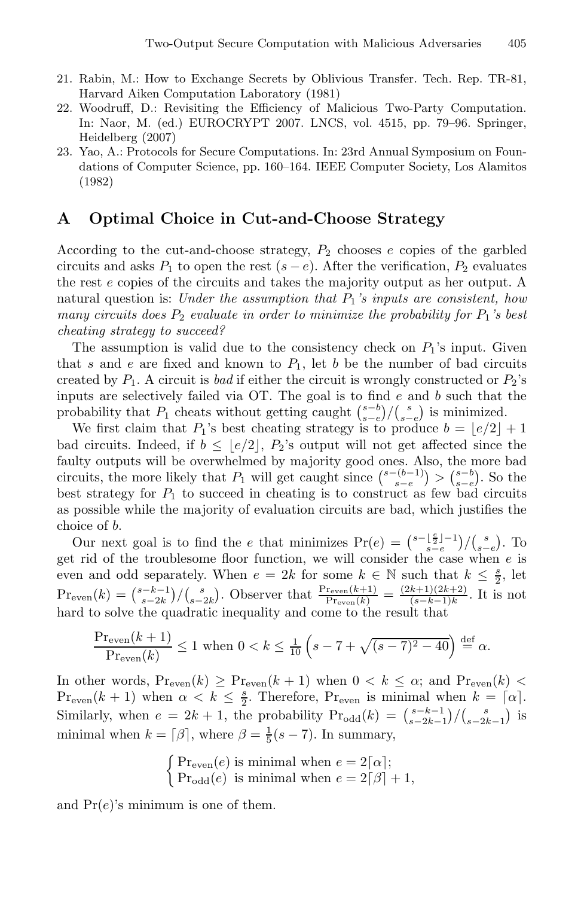21. Rabin, M.: How to Exchange Secrets by Oblivious Transfer. Tech. Rep. TR-81, Harvard Aiken Computation Laboratory (1981)
22. Woodruff, D.: Revisiting the Efficiency of Malicious Two-Party Computation. In: Naor, M. (ed.) EUROCRYPT 2007. LNCS, vol. 4515, pp. 79–96. Springer, Heidelberg (2007)
23. Yao, A.: Protocols for Secure Computations. In: 23rd Annual Symposium on Foundations of Computer Science, pp. 160–164. IEEE Computer Society, Los Alamitos (1982)

## A Optimal Choice in Cut-and-Choose Strategy

According to the cut-and-choose strategy, $P_2$ chooses $e$ copies of the garbled circuits and asks $P_1$ to open the rest $(s-e)$. After the verification, $P_2$ evaluates the rest $e$ copies of the circuits and takes the majority output as her output. A natural question is: *Under the assumption that $P_1$'s inputs are consistent, how many circuits does $P_2$ evaluate in order to minimize the probability for $P_1$'s best cheating strategy to succeed?*

The assumption is valid due to the consistency check on $P_1$'s input. Given that $s$ and $e$ are fixed and known to $P_1$, let $b$ be the number of bad circuits created by $P_1$. A circuit is *bad* if either the circuit is wrongly constructed or $P_2$'s inputs are selectively failed via OT. The goal is to find $e$ and $b$ such that the probability that $P_1$ cheats without getting caught $\binom{s-b}{s-e}/\binom{s}{s-e}$ is minimized.

We first claim that $P_1$'s best cheating strategy is to produce $b = \lfloor e/2 \rfloor + 1$ bad circuits. Indeed, if $b \leq \lfloor e/2 \rfloor$, $P_2$'s output will not get affected since the faulty outputs will be overwhelmed by majority good ones. Also, the more bad circuits, the more likely that $P_1$ will get caught since $\binom{s-(b-1)}{s-e} > \binom{s-b}{s-e}$. So the best strategy for $P_1$ to succeed in cheating is to construct as few bad circuits as possible while the majority of evaluation circuits are bad, which justifies the choice of $b$.

Our next goal is to find the $e$ that minimizes $\Pr(e) = \binom{s-\lfloor \frac{e}{2} \rfloor - 1}{s-e}/\binom{s}{s-e}$. To get rid of the troublesome floor function, we will consider the case when $e$ is even and odd separately. When $e = 2k$ for some $k \in \mathbb{N}$ such that $k \leq \frac{s}{2}$, let $\Pr_{\text{even}}(k) = \binom{s-k-1}{s-2k}/\binom{s}{s-2k}$. Observer that $\frac{\Pr_{\text{even}}(k+1)}{\Pr_{\text{even}}(k)} = \frac{(2k+1)(2k+2)}{(s-k-1)k}$. It is not hard to solve the quadratic inequality and come to the result that

$$\frac{\Pr_{\text{even}}(k+1)}{\Pr_{\text{even}}(k)} \leq 1 \text{ when } 0 < k \leq \tfrac{1}{10}\left(s - 7 + \sqrt{(s-7)^2 - 40}\right) \stackrel{\text{def}}{=} \alpha.$$

In other words, $\Pr_{\text{even}}(k) \geq \Pr_{\text{even}}(k+1)$ when $0 < k \leq \alpha$; and $\Pr_{\text{even}}(k) < \Pr_{\text{even}}(k+1)$ when $\alpha < k \leq \frac{s}{2}$. Therefore, $\Pr_{\text{even}}$ is minimal when $k = \lceil \alpha \rceil$. Similarly, when $e = 2k+1$, the probability $\Pr_{\text{odd}}(k) = \binom{s-k-1}{s-2k-1}/\binom{s}{s-2k-1}$ is minimal when $k = \lceil \beta \rceil$, where $\beta = \frac{1}{5}(s-7)$. In summary,

$$\begin{cases} \Pr_{\text{even}}(e) \text{ is minimal when } e = 2\lceil \alpha \rceil; \\ \Pr_{\text{odd}}(e) \text{ is minimal when } e = 2\lceil \beta \rceil + 1, \end{cases}$$

and $\Pr(e)$'s minimum is one of them.